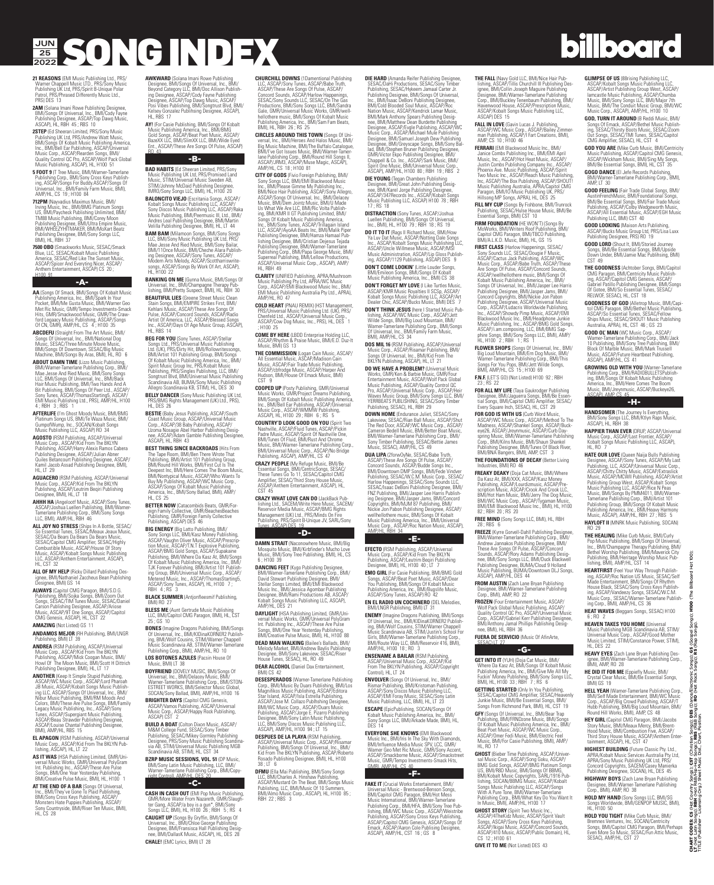# JUN 25 2022 SONG INDEX

billboard

**21 REASONS** (EMI Music Publishing Ltd., PRS/Warner Chappell Music LTD., PRS/Sony Music Publishing UK Ltd, PRS/Spirit B-Unique Polar Patrol, PRS/Phrased Differently Music Ltd., PRS) DES 13

**2AM** (Solana Imani Rowe Publishing Designee, BMI/Songs Of Universal, Inc., BMI/Cody Fayne Publishing Designee, ASCAP/Top Dawg Music, ASCAP) HL, RBH 45 ; RBS 10

**2STEP** (Ed Sheeran Limited, PRS/Sony Music Publishing UK Ltd, PRS/Andrew Watt Music, BMI/Songs Of Kobalt Music Publishing America, Inc., BMI/Bell Ear Publishing, ASCAP/Universal Music Corp., ASCAP/Rearden Songs, BMI/Quality Control QC Pro, ASCAP/Wolf Pack Global Music Publishing, ASCAP) HL, H100 51

**5 FOOT 9** (T Tree Music, BMI/Warner-Tamerlane Publishing Corp., BMI/Sony Cross Keys Publishing, ASCAP/Songs For Buddy,ASCAP/Songs Of Universal, Inc., BMI/Family Farm Music, BMI), AMP/HL, CS 19 ; H100 84

**712PM** (Nayvadius Maximus Music, BMI/Irving Music, Inc., BMI/BMG Platinum Songs US, BMI/Paycheck Publishing Unlimited, BMI/TM88 Music Publishing, BMI/Corey Moon Publishing Designee, BMI/Ultra Empire Music, BMI/WHEEZYHITMAKER, BMI/MoXart Beatz Publishing Designee, BMI/Sony Songs LLC, BMI), HL, RBH 37

**7500 OBO** (Smackworks Music, SESAC/Smack Blue, LLC, SESAC/Kobalt Music Publishing America, SESAC/Red Like The Sunset Music, ASCAP/Spicer And Everything Nicer, ASCAP/Anthem Entertainment, ASCAP) CS 20 ; H100 91

## -A-

**AA** (Songs Of Smack, BMI/Songs Of Kobalt Music Publishing America, Inc., BMI/Spark In Your Pocket, BMI/Me Gusta Music, BMI/Warner Geo Met Ric Music, GMR/Tempo Investments-Smack Hits, GMR/Smackwood Music, GMR/The Crawford Legaacy Music Publishing, ASCAP/Songs Of CN, GMR), AMP/HL, CS 4 ; H100 35

**ABCDEFU** (Straight From The Art Music, BMI/Songs Of Universal, Inc., BMI/National Dog Music, SESAC/Three Minute Movie Music, BMI/Songs Of Downtown, SESAC/Big Music Machine, BMI/Songs By Aras, BMI), HL, RO 6

**ABOUT DAMN TIME** (Lizzo Music Publishing, BMI/Warner-Tamerlane Publishing Corp., BMI/Mae Jesse And Ried Music, BMI/Sony Songs LLC, BMI/Songs Of Universal, Inc., BMI/Back Hair Music Publishing, BMI/Two Hands And A Bit Publishing, BMI/Songs Of Peer Ltd., ASCAP/Sony Tunes, ASCAP/ThomasStarting5, ASCAP/EMI Music Publishing Ltd., PRS), AMP/HL, H100 4 ; RBH 3 ; RBS 1

**AFTERLIFE** (I'm Ghost Moody Music, BMI/BMG Platinum Songs US, BMI/Te Waza Music, BMI/GumpofWump, Inc., SOCAN/Kobalt Songs Music Publishing LLC, ASCAP) RO 34

**AGOSTO** (RSM Publishing, ASCAP/Universal Music Corp., ASCAP/Kid From The BKLYN Publishing, ASCAP/Harry Alexis Ramos Cabera Publishing Designee, ASCAP/Julian Abner Quiles Betancourt Publishing Designee, ASCAP/Kamil Jacob Assad Publishing Designee, BMI), HL, LT 29

**AGUACERO** (RSM Publishing, ASCAP/Universal Music Corp., ASCAP/Kid From The BKLYN Publishing, ASCAP/Leutrim Beqiri Publishing Designee, BMI), HL, LT 18

**AHHH HA** (Angeloof Music, ASCAP/Sony Tunes, ASCAP/Joshua Luellen Publishing, BMI/Warner-Tamerlane Publishing Corp., BMI/Sony Songs LLC, BMI), AMP/HL, RBH 46

**ALL JOY NO STRESS** (Ships In A Bottle, SESAC/So Essential Tunes, SESAC/Meaux Jeaux Music, SESAC/Da Bears Da Bears Da Bears Music, SESAC/Capitol CMG Amplifier, SESAC/Highly Combustible Music, ASCAP/House Of Story Music, ASCAP/Kobalt Songs Music Publishing LLC, ASCAP/Anthem Entertainment, ASCAP), HL, CST 32

**ALL OF MY HELP** (Ricky Dillard Publishing Designee, BMI/Nathaniel Zaccheus Bean Publishing Designee, BMI) GS 14

**ALWAYS** (Capitol CMG Paragon, BMI/S.D.G. Publishing, BMI/Sojka Songs, BMI/Zoom Out Songs, SESAC/TIM Tunes Music, SESAC/Daniel Carson Publishing Designee, ASCAP/Ariose Music, ASCAP/9T One Songs, ASCAP/Capitol CMG Genesis, ASCAP), HL, CST 22

**AMAZING** (Not Listed) GS 11

**ANDAMOS MEJOR** (RH Publishing, BMI/LNGR Publishing, BMI) LT 39

**ANDREA** (RSM Publishing, ASCAP/Universal Music Corp., ASCAP/Kid From The BKLYN Publishing, ASCAP/Mick Coogan Music, BMI/Howl Of The Moon Music, BMI/Scott H Dittrich Publishing Designee, BMI), HL, LT 17

**ANOTHER** (Keep It Simple Stupid Publishing, ASCAP/WC Music Corp., ASCAP/Lord Pharoah JB Music, ASCAP/Kobalt Songs Music Publishing LLC, ASCAP/Songs Of Universal, Inc., BMI/Nibur Music Publishing, BMI/RM Moods And Colors, BMI/These Are Pulse Songs, BMI/Family Legacy Music Publishing, Inc., ASCAP/Sony Tunes, ASCAP/Supergiant Music Publishing, ASCAP/Beau Strawder Publishing Designee, ASCAP/Louise Chantal Publishing Designee, BMI), AMP/HL, RBS 15

**EL APAGON** (RSM Publishing, ASCAP/Universal Music Corp., ASCAP/Kid From The BKLYN Publishing, ASCAP), HL, LT 22

**AS IT WAS** (HSA Publishing Limited, GMR/Universal Music Works, GMR/Universal PolyGram Int. Publishing Inc., ASCAP/These Are Pulse Songs, BMI/One Year Yesterday Publishing, BMI/Creative Pulse Music, BMI), HL, H100 1

**AT THE END OF A BAR** (Songs Of Universal, Inc., BMI/They've Gone To Plaid Publishing, BMI/Sony Cross Keys Publishing, ASCAP/Monsters Hate Puppies Publishing, ASCAP/Sony Countryside, BMI/Riser Ten Music, BMI), HL, CS 28

**AWKWARD** (Solana Imani Rowe Publishing Designee, BMI/Songs Of Universal, Inc., BMI/Beyond Category LLC, BMI/Doc Allison Publishing Designee, ASCAP/Cody Fayne Publishing Designee, ASCAP/Top Dawg Music, ASCAP/Posi Vibes Publishing, BMI/Songtrust Blvd, BMI/Kelsey Gonzalez Publishing Designee, ASCAP), HL, RBS 17

**AY!** (For Cacie Publishing, BMI/Songs Of Kobalt Music Publishing America, Inc., BMI/BMG Gold Songs, ASCAP/Beat Poet Music, ASCAP/BazeXX LLC, BMI/SlimXX LLC, BMI/Wide Eyed Ent., ASCAP/These Are Songs Of Pulse, ASCAP) RO 43

## -B-

**BAD HABITS** (Ed Sheeran Limited, PRS/Sony Music Publishing UK Ltd, PRS/Promised Land Music, STIM/Universal Music Sweden AB, STIM/Johnny McDaid Publishing Designee, IMRO/Sony Songs LLC, BMI), HL, H100 20

**BALONCITO VIEJO** (Escritania Songs, ASCAP/Kobalt Songs Music Publishing LLC, ASCAP/Sony Discos Music Publishing LLC, ASCAP/Raka Music Publishing, BMI/Peermusic III, Ltd., BMI/Andres Leal Publishing Designee, BMI/Martin Velilla Publishing Designee, BMI), HL, LT 44

**BAM BAM** (Milamoon Songs, BMI/Sony Songs LLC, BMI/Sony Music Publishing UK Ltd, PRS/Mae Jesse And Ried Music, BMI/Sony Bailar, BMI/11One Music, BMI/Dieche Alara Publishing Designee, ASCAP/Sony Tunes, ASCAP/Modern Arts Melody, ASCAP/Scottharriswritesongs, ASCAP/Songs By Work Of Art, ASCAP), HL, H100 22

**BANKING ON ME** (Gunna Music, BMI/Songs Of Universal, Inc., BMI/Champagne Therapy Publishing, BMI/Pretty Suspect, BMI), HL, RBH 30

**BEAUTIFUL LIES** (Greene Street Music Clean Stain Songs, BMI/EMPIRE Strikes First, BMI/Kehlani Music, ASCAP/These Are Songs Of Pulse, ASCAP/Concord Sounds, ASCAP/Radio Artist Of America, LLC, ASCAP/Blessed Songs Inc., ASCAP/Days Of Age Music Group, ASCAP), HL, RBS 14

**BEG FOR YOU** (Sony Tunes, ASCAP/Stellar Songs Ltd., PRS/Universal Music Publishing Ltd. (UK), PRS/Dirty Hit, BMI/Rollowritessongs, BMI/Artist 101 Publishing Group, BMI/Songs Of Kobalt Music Publishing America, Inc., BMI/Spirit Music Group Inc, PRS/Kobalt Music Publishing, PRS/Singles Publishing, LLC, BMI/Songtrust Blvd, BMI/Universal Music Publishing Scandinavia AB, BUMA/Sony Music Publishing Allegro Scandinavia KB, STIM), HL, DES 30

**BELLY DANCER** (Sony Music Publishing UK Ltd, PRS/BMG Rights Management (UK) Ltd., PRS), HL, DES 26

**BESTIE** (Baby Jesus Publishing, ASCAP/South Coast Music Group, ASCAP/Universal Music Corp., ASCAP/38 Baby Publishing, ASCAP/Uzoma Nosagie Abel Harbor Publishing Designee, ASCAP/Adam Gamble Publishing Designee, ASCAP), HL, RBH 43

**BEST THING SINCE BACKROADS** (Hits From The Tape Room, BMI/Ben There Wrote That Publishing, BMI/Artist 101 Publishing Group, BMI/Round Hill Works, BMI/First Cut Is The Deepest Inc, BMI/Here Comes The Boom Music, BMI/Nontypical Music, ASCAP/Who Wants To Buy My Publishing, ASCAP/WC Music Corp., ASCAP/Songs Of Kobalt Music Publishing America, Inc., BMI/Sony Ballad, BMI), AMP/HL, CS 25

**BETTER NOW** (Catacombids Beats, GMR/Foreign Family Collective, GMR/Beachesbeaches Publishing, GMR/Foreign Family Collective Publishing, ASCAP) DES 46

**BIG ENERGY** (Big Latto Publishing, BMI/Sony Songs LLC, BMI/Kasz Money Publishing, ASCAP/Vaughn Oliver Music, ASCAP/Prescription Music, ASCAP/T.N.T Explosive Publishing, ASCAP/BMG Gold Songs, ASCAP/Supakaine Publishing, BMI/Where Da Kasz At, BMI/Songs Of Kobalt Music Publishing America, Inc., BMI/TJK Forever Publishing, BMI/Artist 101 Publishing Group, BMI/Universal Music Corp., ASCAP/Metered Music, Inc., ASCAP/ThomasStarting5, ASCAP/Sony Tunes, ASCAP), HL, H100 7 ; RBH 4 ; RS 3

**BLACK SUMMER** (Antjonfleesmif Publishing, BMI) RO 27

**BLESS ME** (Aunt Gertrude Music Publishing LLC, BMI/Capitol CMG Paragon, BMI), HL, CST 25 ; GS 10

**BONES** (Imagine Dragons Publishing, BMI/Songs Of Universal, Inc., BMI/KIDinaKORNER2 Publishing, BMI/Wolf Cousins, STIM/Warner Chappell Music Scandinavia AB, STIM/Warner-Tamerlane Publishing Corp., BMI), AMP/HL, RO 10

**LOS BOTONES AZULES** (Pacsin House Of Music, BMI) LT 38

**BOYFRIEND** (DOVELY MUSIC, BMI/Songs Of Universal, Inc., BMI/Delacey Music, BMI/Warner-Tamerlane Publishing Corp., BMI/STONESTREET WORKS, BMI/Selector Music Global, SOCAN/Sony Ballad, BMI), AMP/HL, H100 16

**BRIGHTER DAYS** (Capitol CMG Genesis, ASCAP/Vamos Publishing, ASCAP/Universal Music Corp., ASCAP/Happy Rock Publishing, ASCAP) CST 2

**BUILD A BOAT** (Colton Dixon Music, ASCAP/M&M College Fund, SESAC/Sony Timber Publishing, SESAC/Mikey Gormley Publishing Designee, PRS/Sony Music Publishing Scandinavia AB, STIM/Universal Music Publishing MGB Scandinavia AB, STIM), HL, CST 34

**BZRP MUSIC SESSIONS, VOL 51** (DP Music, BMI/Sony Latin Music Publishing, LLC, BMI/Warner-Tamerlane Publishing Corp., BMI/Copyright Control), AMP/HL, DES 20

## -C-

**CASH IN CASH OUT** (EMI Pop Music Publishing, GMR/More Water From Nazareth, GMR/Slaughter Gang, ASCAP/a boy is a gun*, BMI/Sony Songs LLC, BMI), HL, H100 26 ; RBH 5 ; RS 4

**CAUGHT UP** (Songs By Gryffin, BMI/Songs Of Universal, Inc., BMI/Chloe George Publishing Designee, BMI/Fransisca Hall Publishing Designee, BMI/Dallask Music, ASCAP), HL, DES 28

**CHALE!** (EMC Lyrics, BMI) LT 28

**CHURCHILL DOWNS** (1Damentional Publishing LLC, ASCAP/Sony Tunes, ASCAP/Babe Truth, ASCAP/These Are Songs Of Pulse, ASCAP/Concord Sounds, ASCAP/Harlow Happenings, SESAC/Sony Sounds LLC, SESAC/On The Gas Productions, BMI/Sony Songs LLC, BMI/Sandra Gale, GMR/Universal Music Works, GMR/wellhellothere music, BMI/Songs Of Kobalt Music Publishing America, Inc., BMI/Sam Fam Beats, BMI), HL, RBH 26 ; RS 25

**CIRCLES AROUND THIS TOWN** (Songs Of Universal, Inc., BMI/Heroes And Halos Music, BMI/Big Music Machine, BMI/The Buffalo Catalogue, BMI/I've Got Issues Music, BMI/Warner-Tamerlane Publishing Corp., BMI/Round Hill Songs II, ASCAP/JRM3, ASCAP/Muse Magic, ASCAP), AMP/HL, CS 18 ; H100 81

**CITY OF GODS** (Fivio Foreign Publishing, BMI/Sony Songs LLC, BMI/EMI Blackwood Music Inc., BMI/Please Gimme My Publishing Inc., BMI/Nice Hair Publishing, ASCAP/Sony Allegro, ASCAP/Songs Of Universal, Inc., BMI/Delacey Music, BMI/Dem Jointz Music, BMI/U Made Us What We Are LLC, BMI/Ric Volta Publishing, BMI/KMR II GT Publishing Limited, BMI/Songs Of Kobalt Music Publishing America, Inc., BMI/Sony Tunes, ASCAP/Trillagain Island LLC, ASCAP/AyoAA Beats Inc, BMI/Malik Piper Publishing Designee, BMI/Yama Guraaasu Publishing Designee, BMI/Cristian Dejesus Tejada Publishing Designee, BMI/Warner-Tamerlane Publishing Corp., BMI/Papa George Music, BMI/Superreal Publishing, BMI/Lellow Productions, ASCAP/Universal Music Corp., ASCAP), AMP/HL, RBH 49

**CLARITY** (UNIFIED Publishing, APRA/Mushroom Music Publishing Pty Ltd, APRA/WC Music Corp., ASCAP/EMI Blackwood Music Inc., BMI/EMI Music Publishing Australia Pty Ltd., APRA), AMP/HL, RO 47

**COLD HEART** (PNAU REMIX) (HST Management, PRS/Universal Music Publishing Ltd. (UK), PRS/Chenfeld Ltd., ASCAP/Universal Music Corp., ASCAP/Cow Dog Music, Inc., PRS), HL, DES 1 ; H100 25

**COME BY HERE** (LBDD Enterprise Holding LLC, ASCAP/Rhythm & Praise Music, BMI/E.D. Duz-It Music, BMI) GS 13

**THE COMMISSION** (Logan Cain Music, ASCAP/All Essential Music, ASCAP/Madison Cain Music, ASCAP/Fair Trade Music Publishing, ASCAP/Icbfrodge Music, ASCAP/Harper And Hudson, BMI/House Of Emack Music, BMI) CST 9

**COOPED UP** (Posty Publishing, GMR/Universal Music Works, GMR/Project Dreams Publishing, BMI/Songs Of Kobalt Music Publishing America, Inc., BMI/Bell Ear Publishing, ASCAP/Universal Music Corp., ASCAP/WMMW Publishing, ASCAP), HL, H100 29 ; RBH 6 ; RS 5

**COUNTRY'D LOOK GOOD ON YOU** (Spirit Two Nashville, ASCAP/Fluid Tunes, ASCAP/Pickin Padre Music, ASCAP/Spirit Of Nashville One, BMI/Tunes Of Fluid, BMI/Rust And Chrome Music, BMI/Warner-Tamerlane Publishing Corp., BMI/Universal Music Corp., ASCAP/No Bridge Publishing, ASCAP), AMP/HL, CS 47

**CRAZY PEOPLE** (My Refuge Music, BMI/Be Essential Songs, BMI/CentricSongs, SESAC/These Tunes Go To 11, SESAC/Capitol CMG Amplifier, SESAC/Third Story House Music, ASCAP/Anthem Entertainment, ASCAP), HL, CST 45

**CRAZY WHAT LOVE CAN DO** (JackBack Publishing Ltd., SACEM/Write Here Music, SACEM/Reservoir Media Music, ASCAP/BMG Rights Management (UK) Ltd., PRS/Minds On Fire Publishing, PRS/Spirit B-Unique JV, SARL/Sony Tunes, ASCAP) DES 19

## -D-

**DAMN STRAIT** (Naconowhere Music, BMI/Big Mosquito Music, BMI/Kirbfinder's Mucho Love Music, BMI/Sony Tree Publishing, BMI), HL, CS 6 ; H100 39

**DANCING FEET** (Kygo Publishing Designee, BMI/Warner-Tamerlane Publishing Corp., BMI/David Stewart Publishing Designee, BMI/Stellar Songs Limited, BMI/EMI Blackwood Music Inc., BMI/Jessica Agombar Publishing Designee, BMI/Rami Productions AB, ASCAP/Kobalt Songs Music Publishing LLC, ASCAP), AMP/HL, DES 21

**DAYLIGHT** (HSA Publishing Limited, GMR/Universal Music Works, GMR/Universal PolyGram Int. Publishing Inc., ASCAP/These Are Pulse Songs, BMI/One Year Yesterday Publishing, BMI/Creative Pulse Music, BMI), HL, H100 88

**DEAD MAN WALKING** (Bailee's Ballads, BMI/Melody Market, BMI/Andrew Baylis Publishing Designee, BMI/Sony Lakeview, SESAC/Riser House Tunes, SESAC), HL, RO 49

**DEAR ALCOHOL** (Daniel Dax Entertainment, BMI) CS 42

**DESESPERADOS** (Warner-Tamerlane Publishing Corp., BMI/Music By Duars Publishing, BMI/Los Magnificos Music Publishing, ASCAP/Editora Star Island, ASCAP/Isla Estrella Publishing, ASCAP/Jose M. Collazo Publishing Designee, BMI/WC Music Corp., ASCAP/Duars Music Publishing, ASCAP/Jorge E. Pizarro Publishing Designee, BMI/Sony Latin Music Publishing, LLC, BMI/Sony Discos Music Publishing LLC, ASCAP), AMP/HL, H100 94 ; LT 15

**DESPUES DE LA PLAYA** (RSM Publishing, ASCAP/Universal Music Corp., ASCAP/Risamar Publishing, BMI/Songs Of Universal, Inc., BMI/Kid From The BKLYN Publishing, ASCAP/Roberto Rosado Publishing Designee, BMI), HL, H100 38 ; LT 6

**DFMU** (Ella Mai Publishing, BMI/Sony Songs LLC, BMI/Charles A. Hinshaw Publishing, ASCAP/Mustard On The Beat, BMI/Songs Music Publishing, LLC, BMI/Music Of 10 Summers, BMI/Almo Music Corp., ASCAP), HL, H100 85 ; RBH 22 ; RBS 3

**DIE HARD** (Amanda Reifer Publishing Designee, SESAC/DaHi Productions, SESAC/Sony Timber Publishing, SESAC/Hykeem Jamaal Carter Jr. Publishing Designee, BMI/Songs Of Universal, Inc., BMI/Isaac DeBoni Publishing Designee, BMI/Cold Blooded Soul Music, ASCAP/Roc Nation Music, ASCAP/Kendrick Lamar Music, BMI/Mark Anthony Spears Publishing Designee, BMI/Matthew Dean Burdette Publishing Designee, ASCAP/Evgle Publishing, ASCAP/WC Music Corp., ASCAP/Michael Mule Publishing Designee, BMI/Samuel Joseph Dew Publishing Designee, BMI/Greyscape Songs, BMI/Sony Ballad, BMI/Stephen Bruner Publishing Designee, GMR/Victor Ekpo Publishing Designee, BMI/Chappell & Co. Inc., ASCAP/Sark Music, BMI/Spirit One Music, BMI/Universal Music Corp., ASCAP), AMP/HL, H100 80 ; RBH 19 ; RBS 2

**DIE YOUNG** (Tegan Chambers Publishing Designee, BMI/Great John Publishing Designee, BMI/Karel Jorge Publishing Designee, ASCAP/347Records Inc., ASCAP/Kobalt Songs Music Publishing LLC, ASCAP) H100 78 ; RBH 17 ; RS 18

**DISTRACTION** (Sony Tunes, ASCAP/Joshua Luellen Publishing, BMI/Songs Of Universal, Inc., BMI), HL, H100 79 ; RBH 18 ; RS 19

**DO IT TO IT** (Rags II Richard Music, BMI/How Ya Luv Dat Music, ASCAP/Nothing Dale Songs Inc., ASCAP/Kobalt Songs Music Publishing LLC, ASCAP/Uncle Willmese Music, ASCAP/MSI Music Administration, ASCAP/Lip Gloss Publishing, ASCAP/1129 Publishing, ASCAP) DES 9

**DON'T COME LOOKIN'** (Little Louder Songs, BMI/Emileon Songs, BMI/Songs Of Kobalt Music Publishing America, Inc., BMI) CS 38

**DON'T FORGET MY LOVE** (I Like Turtles Music, ASCAP/KMR Music Royalties II SCSp, ASCAP/Kobalt Songs Music Publishing LLC, ASCAP/Art Dealer Chic, ASCAP/Bucks Music, BMI) DES 7

**DON'T THINK JESUS** (here I Started Music Publishing, ASCAP/WC Music Corp., ASCAP/Jett Wilde Songs, BMI/Big Loud Mountain, BMI/Warner-Tamerlane Publishing Corp., BMI/Songs Of Universal, Inc., BMI/Family Farm Music, BMI), AMP/HL, CS 34

**DOS MIL 16** (RSM Publishing, ASCAP/Universal Music Corp., ASCAP/Risamar Publishing, BMI/Songs Of Universal, Inc., BMI/Kid From The BKLYN Publishing, ASCAP), HL, LT 21

**DO WE HAVE A PROBLEM?** (Universal Music Works, GMR/Ken & Barbie Music, GMR/Four Entertainment Music, ASCAP/Wolf Pack Global Music Publishing, ASCAP/Quality Control QC Pro, ASCAP/Universal Music Corp., ASCAP/Heir Waves Music Group, BMI/Sony Songs LLC, BMI/YERRBEATS PUBLISHING, SESAC/Sony Timber Publishing, SESAC), HL, RBH 29

**DOWN HOME** (Endurance Juliet, SESAC/Sony Lakeview, SESAC/Ryan Ball Music, ASCAP/Shut The Red Door, ASCAP/WC Music Corp., ASCAP/Cameron Bedell Music, BMI/Better Boat Music, BMI/Warner-Tamerlane Publishing Corp., BMI/Sony Timber Publishing, SESAC/Bettie James Music, SESAC), AMP/HL, CS 49

**DUA LIPA** (2forwOyNe, SESAC/Babe Truth, ASCAP/These Are Songs Of Pulse, ASCAP/Concord Sounds, ASCAP/Budde Songs Inc., BMI/Downtown DMP Songs, BMI/Fede Vindver Publishing, SESAC/W.C.M. Music Corp., SESAC/Harlow Happenings, SESAC/Sony Sounds LLC, SESAC/Isaac DeBoni Publishing Designee, BMI/FNZ Publishing, BMI/Jasper Lee Harris Publishing Designee, BMI/Jasper Jams, BMI/Concord Copyrights, BMI/MJM 87 Publishing, BMI/Nickie Jon Pabon Publishing Designee, ASCAP/wellhellothere music, BMI/Songs Of Kobalt Music Publishing America, Inc., BMI/Universal Music Corp., ASCAP/Roc Nation Music, ASCAP), AMP/HL, RBH 34

## -E-

**EFECTO** (RSM Publishing, ASCAP/Universal Music Corp., ASCAP/Kid From The BKLYN Publishing, ASCAP/Leutrim Beqiri Publishing Designee, BMI), HL, H100 40 ; LT 7

**EMO GIRL** (For Casie Publishing, BMI/BMG Gold Songs, ASCAP/Beat Poet Music, ASCAP/Dear You Publishing, BMI/Songs Of Kobalt Music Publishing America, Inc., BMI/Bugslife Music, ASCAP/Sony Tunes, ASCAP) RO 42

**EN EL RADIO UN COCHINERO** (DEL Melodies, BMI/LNGR Publishing, BMI) LT 31

**ENEMY** (Imagine Dragons Publishing, BMI/Songs Of Universal, Inc., BMI/KIDinaKORNER2 Publishing, BMI/Wolf Cousins, STIM/Warner Chappell Music Scandinavia AB, STIM/Justin's School For Girls, BMI/Warner-Tamerlane Publishing Corp., BMI/Route Way LLC, BMI/Reservoir 416, BMI), AMP/HL, H100 18 ; RO 3

**ENSENAME A BAILAR** (RSM Publishing, ASCAP/Universal Music Corp., ASCAP/Kid From The BKLYN Publishing, ASCAP/Copyright Control), HL, LT 24

**ENVOLVER** (Songs Of Universal, Inc., BMI/Rismar Publishing, BMI/Kristoman Publishing, ASCAP/Sony Discos Music Publishing LLC, ASCAP/EMI Foray Music, SESAC/Sony Latin Music Publishing, LLC, BMI), HL, LT 23

**ESCAPE** (EpicPublishing, SOCAN/Songs Of Kobalt Music Publishing America, Inc., BMI/Sony Songs LLC, BMI/Arkade Made, BMI), HL, DES 14

**EVERYONE SHE KNOWS** (EMI Blackwood Music Inc., BMI/Ins In The Sky With Diamonds, BMI/Influence Media Music SPV, LLC, GMR/Warner Geo Met Ric Music, GMR/Sony Accent, ASCAP/Smackborne Music, ASCAP/Smackstreet Music, GMR/Tempo Investments-Smack Hits, GMR), AMP/HL, CS 40

## -F-

**FAKE IT** (Crucial Works Entertainment, BMI/Universal Music - Brentwood-Benson Songs, BMI/Capitol CMG Paragon, BMI/Hot Mess Music International, BMI/Warner-Tamerlane Publishing Corp., BMI/HFA, BMI/Sony Tree Publishing, BMI/WC Music Corp., ASCAP/Westtribe Publishing, ASCAP/Sony Cross Keys Publishing, ASCAP/Capitol CMG Genesis, ASCAP/Songs Of Emack, ASCAP/Aaron Cole Publishing Designee, ASCAP), AMP/HL, CST 16 ; GS 8

**THE FALL** (Navy Gold LLC, BMI/Nice Hair Publishing, ASCAP/Tillis Churchill III Publishing Designee, BMI/Collin Joseph Maguire Publishing Designee, BMI/Warner-Tamerlane Publishing Corp., BMI/Buckley Tenenbaum Publishing, BMI/Havenwood House, ASCAP/Prescription Music, ASCAP/Kobalt Songs Music Publishing LLC, ASCAP) DES 15

**FALL IN LOVE** (Gavin Lucas J. Publishing, ASCAP/WC Music Corp., ASCAP/Bailey Zimmerman Publishing, ASCAP/I Fart Creations, BMI), AMP, CS 10 ; H100 46

**FERRARI** (EMI Blackwood Music Inc., BMI/Janice Combs Publishing Inc., BMI/EMI April Music, Inc., ASCAP/Hot Heat Music, ASCAP/Justin Combs Publishing Company Inc., ASCAP/Phoenix Ave. Music Publishing, ASCAP/Spirit Two Music Inc., ASCAP/Reach Music Publishing, Inc., ASCAP/The Box Publishing, ASCAP/SHOUT! Music Publishing Australia, APRA/Capitol CMG Paragon, BMI/IO Music Publishing UK, PRS/Hillsong MP Songs, APRA), HL, DES 25

**FILL MY CUP** (Songs By Fishbone, BMI/Trunrock Publishing, SESAC/Hulse House Music, BMI/Be Essential Songs, BMI) CST 10

**FIRM FOUNDATION** (HE WON'T) (Songs By McWorks, BMI/Writers Roof Publishing, BMI/Capitol CMG Paragon, BMI/TBCO Publishing, BMI/A.L.K.D. Music, BMI), HL, GS 15

**FIRST CLASS** (Harlow Happenings, SESAC/Sony Sounds LLC, SESAC/Dougie F Music, ASCAP/Cactus Jack Publishing, ASCAP/WC Music Corp., ASCAP/Babe Truth, ASCAP/These Are Songs Of Pulse, ASCAP/Concord Sounds, ASCAP/wellhellothere music, BMI/Songs Of Kobalt Music Publishing America, Inc., BMI/Songs Of Universal, Inc., BMI/Jasper Lee Harris Publishing Designee, BMI/Jasper Jams, BMI/Concord Copyrights, BMI/Nickie Jon Pabon Publishing Designee, ASCAP/Universal Music Corp., ASCAP/Ludacris Worldwide Publishing, Inc., ASCAP/Shawdy Pimp Music, ASCAP/EMI Blackwood Music Inc., BMI/Headphone Junkie Music Publishing, Inc., ASCAP/BMG Gold Songs, ASCAP/i.am.composing, LLC, BMI/BMG Sapphire Songs, BMI/Sony Songs LLC, BMI), AMP/HL, H100 2 ; RBH 1 ; RS 1

**FLOWER SHOPS** (Songs Of Universal, Inc., BMI/Big Loud Mountain, BMI/Em Dog Music, BMI/Warner-Tamerlane Publishing Corp., BMI/This Songs For You Pops, BMI/Jett Wilde Songs, BMI), AMP/HL, CS 15 ; H100 69

**F.N.F.** (LET'S GO) (Not Listed) H100 92 ; RBH 23 ; RS 22

**FOR ALL MY LIFE** (Taya Gaukrodger Publishing Designee, BMI/Jaquerra Songs, BMI/Be Essential Songs, BMI/Capitol CMG Amplifier, SESAC/Every Square Inch, SESAC), HL, CST 29

**FOR GOD IS WITH US** (Curb Word Music, ASCAP/WC Music Corp., ASCAP/Method To The Madness, ASCAP/Shankel Songs, ASCAP/Buckeye26, ASCAP/Jreynmusic, ASCAP/Curb Dayspring Music, BMI/Warner-Tamerlane Publishing Corp., BMI/Kilns Music, BMI/Shaun Shankel Publishing Designee, BMI/Tunes Of Black River, BMI/BNA Bangers, BMI), AMP, CST 3

**THE FOUNDATIONS OF DECAY** (Better Living Industries, BMI) RO 46

**FREAKY DEAKY** (Doja Cat Music, BMI/Where Da Kasz At, BMI/XXX, ASCAP/Kasz Money Publishing, ASCAP/Lourdsmusic, ASCAP/Prescription Music, ASCAP/Crook And Crook LLC, BMI/Hot Ham Music, BMI/Jerry The Dog Music, BMI/WC Music Corp., ASCAP/Tygaman Music, BMI/EMI Blackwood Music Inc., BMI), HL, H100 82 ; RBH 20 ; RS 20

**FREE MIND** (Sony Songs LLC, BMI), HL, RBH 28 ; RBS 6

**FREEZE** (Kyrre Gorvell-Dahll Publishing Designee, BMI/Warner-Tamerlane Publishing Corp., BMI/Andrew Jannakos Publishing Designee, BMI/These Are Songs Of Pulse, ASCAP/Concord Sounds, ASCAP/Rory Adams Publishing Designee, BMI/Sony Songs LLC, BMI/Duck Blackwell Publishing Designee, BUMA/Cloud 9 Holland Music Publishing, BUMA/Downtown DLJ Songs, ASCAP), AMP/HL, DES 44

**FROM AUSTIN** (Zach Lane Bryan Publishing Designee, BMI/Warner-Tamerlane Publishing Corp., BMI), AMP, RO 22

**FROZEN** (Four Entertainment Music, ASCAP/Wolf Pack Global Music Publishing, ASCAP/Quality Control QC Pro, ASCAP/Universal Music Corp., ASCAP/Gabriel Kerr Publishing Designee, BMI/Anthony Jamal Phillips Publishing Designee, BMI), HL, RBH 36

**FUERA DE SERVICIO** (Music Of AfinArte, SESAC) LT 27

## -G-

**GET INTO IT** (YUH) (Doja Cat Music, BMI/Where Da Kasz At, BMI/Songs Of Kobalt Music Publishing America, Inc., BMI/Give Me All My Fuckin' Money Publishing, BMI/Sony Songs LLC, BMI), HL, H100 33 ; RBH 7 ; RS 6

**GETTING STARTED** (Only In You Publishing, SESAC/Capitol CMG Amplifier, SESAC/Heavenly Junkie Music, BMI/Be Essential Songs, BMI/Songs From Richmond Park, BMI), HL, CST 19

**GFY** (Songs Of Universal, Inc., BMI/Bear Trap Publishing, BMI/FRNDzone Music, BMI/Songs Of Kobalt Music Publishing America, Inc., BMI/Beat Poet Music, ASCAP/WC Music Corp., ASCAP/Omer Fedi Music, BMI/Electric Feel Music, BMI/For Casie Publishing, BMI), AMP/HL, RO 17

**GHOST** (Bieber Time Publishing, ASCAP/Universal Music Corp., ASCAP/Song Goku, ASCAP/BMG Gold Songs, ASCAP/BMG Platinum Songs US, BMI/R8D Music, BMI/Songs Of BBMG, BMI/Kobalt Music Copyrights, SARL/1916 Publishing, SOCAN/BBMG Music, ASCAP/Kobalt Songs Music Publishing LLC, ASCAP/Songs With A Pure Tone, BMI/Warner-Tamerlane Publishing Corp., BMI/What Key Do You Want It In Music, BMI), AMP/HL, H100 17

**GHOST STORY** (Spirit Two Music Inc., ASCAP/4TheKidz Music, ASCAP/Spirit Vault Songs, ASCAP/Sony Cross Keys Publishing, ASCAP/Ikigai Music, ASCAP/Concord Sounds, ASCAP/410 Music, ASCAP/Public Domain), HL, CS 12 ; H100 61

**GIVE IT TO ME** (Not Listed) DES 43

**GLIMPSE OF US** (88rising Publishing LLC, ASCAP/Kobalt Songs Music Publishing LLC, ASCAP/Artist Publishing Group West, ASCAP/Iamcastle Music Publishing, ASCAP/Chumba Music, BMI/Sony Songs LLC, BMI/Major 7th Music, BMI/The Conduit Music Group, BMI/WC Music Corp., ASCAP), AMP/HL, H100 10

**GOD, TURN IT AROUND** (B Reddi Music, BMI/Songs Of Emack, ASCAP/Bethel Music Publishing, SESAC/Thirsty Boots Music, SESAC/Zoom Out Songs, SESAC/TMI Tunes, SESAC/Capitol CMG Amplifier, SESAC), HL, CST 4

**GOD YOU ARE** (Mike Curb Music, BMI/Centricity Music Publishing, ASCAP/Capitol CMG Genesis, ASCAP/Wickham Music, BMI/Sing My Songs, BMI/Be Essential Songs, BMI), HL, CST 35

**GOGO DANCE** (E-Jefe Records Publishing, BMI/Warner-Tamerlane Publishing Corp., BMI), AMP, LT 30

**GOOD FEELING** (Fair Trade Global Songs, BMI/AustinFrenchMusic, BMI/Foundational Songs, BMI/Be Essential Songs, BMI/Fair Trade Music Publishing, ASCAP/Coby Wedgeworth Music, ASCAP/All Essential Music, ASCAP/EGH Music Publishing LLC, BMI) CST 40

**GOOD LOOKING** (Maison Arts Publishing, ASCAP/Bucks Music Group Ltd, PRS/Lisa Luxx Publishing Designee, PRS) RO 19

**GOOD LORD** (Shout It, BMI/Storied Journey Songs, BMI/Be Essential Songs, BMI/Upside Down Under, BMI/Jamie Mac Publishing, BMI) CST 49

**THE GOODNESS** (Achtober Songs, BMI/Capitol CMG Paragon, BMI/Centricity Music Publishing, ASCAP/Capitol CMG Genesis, ASCAP/Gabriel Patillo Publishing Designee, BMI/Songs Of Gotee, BMI/So Essential Tunes, SESAC/RELWOF, SESAC), HL, CST 18

**GOODNESS OF GOD** (Alletrop Music, BMI/Capitol CMG Paragon, BMI/Bethel Music Publishing, ASCAP/So Essential Tunes, SESAC/Fellow Ships Music, SESAC/SHOUT! Music Publishing Australia, APRA), HL, CST 46 ; GS 23

**GOOD OL' MAN** (WC Music Corp., ASCAP/Warner-Tamerlane Publishing Corp., BMI/Jack 10 Publishing, BMI/Sony Tree Publishing, BMI/Block Of Marble Music, BMI/Mark Trussell Music, ASCAP/Future Heartbeat Publishing, ASCAP), AMP/HL, CS 41

**GROWING OLD WITH YOU** (Warner-Tamerlane Publishing Corp., BMI/RADIOBULLETSPublishing, BMI/Songs Of Kobalt Music Publishing America, Inc., BMI/Here Comes The Boom Music, BMI/Jreynmusic, ASCAP/Buckeye26, ASCAP), AMP, CS 45

## -H-

**HANDSOMER** (The Journey Is Everything, BMI/Sony Songs LLC, BMI/Ktlyn Raps Music, ASCAP), HL, RBH 38

**HAPPIER THAN EVER** (DRUP, ASCAP/Universal Music Corp., ASCAP/Last Frontier, ASCAP/Kobalt Songs Music Publishing LLC, ASCAP), HL, RO 7

**HATE OUR LOVE** (Queen Naija Bells Publishing Designee, ASCAP/Sony Tunes, ASCAP/My Last Publishing, LLC, ASCAP/Universal Music Corp., ASCAP/Chitty Chitty Music, ASCAP/Extraslick Music, ASCAP/MCWH Publishing, ASCAP/Artist Publishing Group West, ASCAP/Kobalt Songs Music Publishing LLC, ASCAP/Rice N Peas Music, BMI/Songs By PMM4011, BMI/Warner-Tamerlane Publishing Corp., BMI/Artist 101 Publishing Group, BMI/Songs Of Kobalt Music Publishing America, Inc., BMI/Sony Harmony Music, ASCAP), AMP/HL, RBH 27 ; RBS 5

**HAYLOFT II** (MNRK Music Publishing, SOCAN) RO 29

**THE HEALING** (Mike Curb Music, BMI/Curly Pop Music Publishing, BMI/Songs Of Universal, Inc., BMI/Champagne Therapy Publishing, BMI/Bethel Worship Publishing, BMI/Maverick City Publishing, BMI/Heritage Worship Music Publishing, BMI), AMP/HL, CST 14

**HEARTFIRST** (Feel Your Way Through Publishing, ASCAP/Roc Nation US Music, SESAC/Self Made Entertainment, BMI/Songs Of Rhythm House Black, SESAC/Sony Cross Keys Publishing, ASCAP/Vandeezy Songs, SESAC/W.C.M. Music Corp., SESAC/Warner-Tamerlane Publishing Corp., BMI), AMP/HL, CS 36

**HEAT WAVES** (Beggars Songs, SESAC) H100 6 ; RO 2

**HEAVEN TAKES YOU HOME** (Universal Music Publishing MGB Scandinavia AB, STIM/Universal Music Corp., ASCAP/Good Mother Music Limited, STIM/Constance Power, STIM), HL, DES 22

**HEAVY EYES** (Zach Lane Bryan Publishing Designee, BMI/Warner-Tamerlane Publishing Corp., BMI), AMP, RO 28

**HE DID IT FOR ME** (Eppiefly Music, BMI/Crystal Clear Music, BMI/Be Essential Songs, BMI) GS 19

**HELL YEAH** (Warner-Tamerlane Publishing Corp., BMI/Self Made Entertainment, BMI/WC Music Corp., ASCAP/Big Crowd Publishing, ASCAP/T Hubb Publishing, BMI/Big Loud Mountain, BMI/Round Hill Works, BMI), AMP, CS 48

**HEY GIRL** (Capitol CMG Paragon, BMI/Jacobs Story Music, BMI/Meaux Mercy, BMI/Brentwood House Music, BMI/Combustion Five, ASCAP/Third Story House Music, ASCAP/Anthem Entertainment, ASCAP), HL, CST 47

**HIGHEST BUILDING** (Future Classic Pty. Ltd., APRA/Kobalt Music Services Australia Pty Ltd, APRA/Sony Music Publishing UK Ltd, PRS/Concord Copyrights, SACEM/Casey Manierka Publishing Designee, SOCAN), HL, DES 45

**HIGHWAY BOYS** (Zach Lane Bryan Publishing Designee, BMI/Warner-Tamerlane Publishing Corp., BMI), AMP, RO 38

**HOLD MY HAND** (Sony Songs LLC, BMI/SG Songs Worldwide, BMI/GENPOP MUSIC, BMI), HL, H100 50

**HOLD YOU TIGHT** (Mike Curb Music, BMI/Bremnes Ventures, Inc, SOCAN/Centricity Songs, BMI/Capitol CMG Paragon, BMI/Perhaps Even More So Music, SESAC/Fun Attic Music, SESAC), AMP/HL, CST 27

**CHART CODES:** CS (Hot Country Songs); CST (Christian Songs); DES (Dance/Electronic Songs); GS (Gospel Songs); H100 (The Billboard Hot 100); LT (Hot Latin Songs); RBH (Hot R&B/Hip-Hop Songs); RBS (Hot R&B Songs); RO (Hot Rock Songs); RS (Rap Songs). TITLE (Publisher - Licensing Org.) Sheet Music Dist., Chart Code, Chart Position.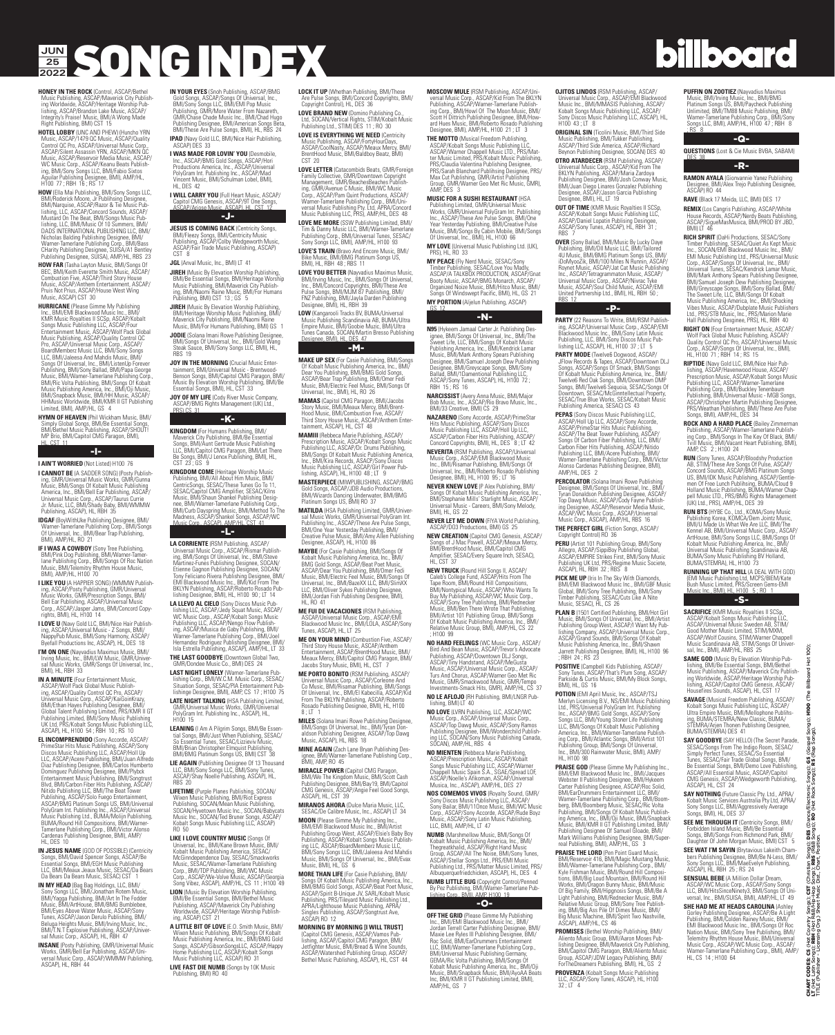# SONG INDEX

JUN 25 2022

**HONEY IN THE ROCK** (Control, ASCAP/Bethel Music Publishing, ASCAP/Maverick City Publishing Worldwide, ASCAP/Heritage Worship Publishing, ASCAP/Brandon Lake Music, ASCAP/Integrity's Praise! Music, BMI/A Wong Made Right Publishing, BMI) CST 15

**HOTEL LOBBY** (UNC AND PHEW) (Huncho YRN Music, ASCAP/1479 QC Music, ASCAP/Quality Control QC Pro, ASCAP/Universal Music Corp., ASCAP/Silent Assassin YRN, ASCAP/MKN QC Music, ASCAP/Reservoir Media Music, ASCAP/WC Music Corp., ASCAP/Keanu Beats Publishing, BMI/Sony Songs LLC, BMI/Fabio Sixtos Aguilar Publishing Designee, BMI), AMP/HL, H100 77 ; RBH 16 ; RS 17

**HOW** (Ella Mai Publishing, BMI/Sony Songs LLC, BMI/Roderick Moore, Jr Publishing Designee, BMI/Narquise, ASCAP/Razor & Tie Music Publishing, LLC, ASCAP/Concord Sounds, ASCAP/Mustard On The Beat, BMI/Songs Music Publishing, LLC, BMI/Music Of 10 Summers, BMI/DADS INTERNATIONAL PUBLISHING LLC, BMI/Nicholas Balding Publishing Designee, BMI/Warner-Tamerlane Publishing Corp., BMI/Bass CHarity Publishing Designee, SUISA/A1 Bentley Publishing Designee, SUISA), AMP/HL, RBS 23

**HOW FAR** (Tasha Layton Music, BMI/Songs Of BEC, BMI/Keith Everette Smith Music, ASCAP/Combustion Five, ASCAP/Third Story House Music, ASCAP/Anthem Entertainment, ASCAP/Pruis Not Prius, ASCAP/House West Wing Music, ASCAP) CST 30

**HURRICANE** (Please Gimme My Publishing Inc., BMI/EMI Blackwood Music Inc., BMI/KMR Music Royalties II SCSp, ASCAP/Kobalt Songs Music Publishing LLC, ASCAP/Four Entertainment Music, ASCAP/Wolf Pack Global Music Publishing, ASCAP/Quality Control QC Pro, ASCAP/Universal Music Corp., ASCAP/BoardMemberz Music LLC, BMI/Sony Songs LLC, BMI/Jaleesa And Mahdis Music, BMI/Songs Of Universal, Inc., BMI/ListenUp Forever Publishing, BMI/Sony Ballad, BMI/Papa George Music, BMI/Warner-Tamerlane Publishing Corp., BMI/Ric Volta Publishing, BMI/Songs Of Kobalt Music Publishing America, Inc., BMI/Oji Music, BMI/Snapback Music, BMI/R4 Music, ASCAP/HHMusic Worldwide, BMI/KMR II GT Publishing Limited, BMI), AMP/HL, GS 4

**HYMN OF HEAVEN** (Phil Wickham Music, BMI/Simply Global Songs, BMI/Be Essential Songs, BMI/Bethel Music Publishing, ASCAP/SHOUT! MP Brio, BMI/Capitol CMG Paragon, BMI), HL, CST 11

## -I-

**I AIN'T WORRIED** (Not Listed) H100 76

**I CANNOT BE** (A SADDER SONG) (Posty Publishing, GMR/Universal Music Works, GMR/Gunna Music, BMI/Songs Of Kobalt Music Publishing America, Inc., BMI/Bell Ear Publishing, ASCAP/Universal Music Corp., ASCAP/Taurus Currie Jr. Music, LLC, BMI/Shady Baby, BMI/WMMW Publishing, ASCAP), HL, RBH 35

**IDGAF** (BoyWithUke Publishing Designee, BMI/Warner-Tamerlane Publishing Corp., BMI/Songs Of Universal, Inc., BMI/Bear Trap Publishing, BMI), AMP/HL, RO 21

**IF I WAS A COWBOY** (Sony Tree Publishing, BMI/Pink Dog Publishing, BMI/Warner-Tamerlane Publishing Corp., BMI/Songs Of Roc Nation Music, BMI/Telemitry Rhythm House Music, BMI), AMP/HL, H100 70

**I LIKE YOU** (A HAPPIER SONG) (WMMW Publishing, ASCAP/Posty Publishing, GMR/Universal Music Works, GMR/Prescription Songs, BMI/Bell Ear Publishing, ASCAP/Universal Music Corp., ASCAP/Jasper Jams, BMI/Concord Copyrights, BMI), HL, H100 14

**I LOVE U** (Navy Gold LLC, BMI/Nice Hair Publishing, ASCAP/Universal Music - Z Songs, BMI/NappyPub Music, BMI/Sony Harmony, ASCAP/Byefall Productions Inc, ASCAP), HL, DES 18

**I'M ON ONE** (Nayvadius Maximus Music, BMI/Irving Music, Inc., BMI/LW Music, GMR/Universal Music Works, GMR/Songs Of Universal, Inc., BMI), HL, RBH 33

**IN A MINUTE** (Four Entertainment Music, ASCAP/Wolf Pack Global Music Publishing, ASCAP/Quality Control QC Pro, ASCAP/Universal Music Corp., ASCAP/KaiGomKrazy, BMI/Ethan Hayes Publishing Designee, BMI/Global Talent Publishing Limited, PRS/KMR II GT Publishing Limited, BMI/Sony Music Publishing UK Ltd, PRS/Kobalt Songs Music Publishing LLC, ASCAP), HL, H100 54 ; RBH 10 ; RS 10

**EL INCOMPRENDIDO** (Sony Accorde, ASCAP/PrimeStar Hits Music Publishing, ASCAP/Sony Discos Music Publishing LLC, ASCAP/Holl Up LLC, ASCAP/Acere Publishing, BMI/Juan Alfredo Diaz Publishing Designee, BMI/Carlos Humberto Dominguez Publishing Designee, BMI/Plybck Entertainment Music Publishing, BMI/Songtrust Blvd, BMI/Carbon Fiber Hits Publishing, ASCAP/Nitido Publishing LLC, BMI/The Beat Tower Publishing, ASCAP/Solo Fuego Entertainment, ASCAP/BMG Platinum Songs US, BMI/Universal PolyGram Int. Publishing Inc., ASCAP/Universal Music Publishing Ltd., BUMA/Molijn Publishing, BUMA/Round Hill Compositions, BMI/Warner-Tamerlane Publishing Corp., BMI/Victor Alonso Cardenas Publishing Designee, BMI), AMP/HL, DES 10

**IN JESUS NAME** (GOD OF POSSIBLE) (Centricity Songs, BMI/David Spencer Songs, ASCAP/Be Essential Songs, BMI/EGH Music Publishing LLC, BMI/Meaux Jeaux Music, SESAC/Da Bears Da Bears Da Bears Music, SESAC) CST 1

**IN MY HEAD** (Bag Bag Holdings, LLC, BMI/Sony Songs LLC, BMI/Jonathan Rotem Music, BMI/Yagga Publishing, BMI/Art In The Fodder Music, BMI/ArtHouse, BMI/BMG Bumblebee, BMI/Eyes Above Water Music, ASCAP/Sony Tunes, ASCAP/Jason Derulo Publishing, BMI/Beluga Heights Music, BMI/Irving Music, Inc., BMI/T.N.T Explosive Publishing, ASCAP/Universal Music Corp., ASCAP), HL, RBH 47

**INSANE** (Posty Publishing, GMR/Universal Music Works, GMR/Bell Ear Publishing, ASCAP/Universal Music Corp., ASCAP/WMMW Publishing, ASCAP), HL, RBH 44

**IN YOUR EYES** (Snoh Publishing, ASCAP/BMG Gold Songs, ASCAP/Songs Of Universal, Inc., BMI/Sony Songs LLC, BMI/EMI Pop Music Publishing, GMR/More Water From Nazareth, GMR/Chase Chade Music Inc., BMI/Chad Hugo Publishing Designee, BMI/American Songs Beta, BMI/These Are Pulse Songs, BMI), HL, RBS 24

**IPAD** (Navy Gold LLC, BMI/Nice Hair Publishing, ASCAP) DES 33

**I WAS MADE FOR LOVIN' YOU** (Desmobile, Inc., ASCAP/BMG Gold Songs, ASCAP/Hori Productions America, Inc., ASCAP/Universal PolyGram Int. Publishing Inc., ASCAP/Mad Vincent Music, BMI/Schulman Lobel, BMI), HL, DES 42

**I WILL CARRY YOU** (Full Heart Music, ASCAP/Capitol CMG Genesis, ASCAP/9T One Songs, ASCAP/Ariose Music, ASCAP), HL, CST 12

## -J-

**JESUS IS COMING BACK** (Centricity Songs, BMI/Fleezy Songs, BMI/Centricity Music Publishing, ASCAP/Colby Wedgeworth Music, ASCAP/Fair Trade Music Publishing, ASCAP) CST 8

**JGL** (Anval Music, Inc., BMI) LT 41

**JIREH** (Music By Elevation Worship Publishing, BMI/Be Essential Songs, BMI/Heritage Worship Music Publishing, BMI/Maverick City Publishing, BMI/Naomi Raine Music, BMI/For Humans Publishing, BMI) CST 13 ; GS 5

**JIREH** (Music By Elevation Worship Publishing, BMI/Heritage Worship Music Publishing, BMI/Maverick City Publishing, BMI/Naomi Raine Music, BMI/For Humans Publishing, BMI) GS 1

**JODIE** (Solana Imani Rowe Publishing Designee, BMI/Songs Of Universal, Inc., BMI/Gold Wang Steak Sauce, BMI/Sony Songs LLC, BMI), HL, RBS 19

**JOY IN THE MORNING** (Crucial Music Entertainment, BMI/Universal Music - Brentwood-Benson Songs, BMI/Capitol CMG Paragon, BMI/Music By Elevation Worship Publishing, BMI/Be Essential Songs, BMI), HL, CST 33

**JOY OF MY LIFE** (Cody River Music Company, ASCAP/BMG Rights Management (UK) Ltd., PRS) CS 31

## -K-

**KINGDOM** (For Humans Publishing, BMI/Maverick City Publishing, BMI/Be Essential Songs, BMI/Aunt Gertrude Music Publishing LLC, BMI/Capitol CMG Paragon, BMI/Let There Be Songs, BMI/J Lenox Publishing, BMI), HL, CST 23 ; GS 9

**KINGDOM COME** (Heritage Worship Music Publishing, BMI/All About Him Music, BMI/CentricSongs, SESAC/These Tunes Go To 11, SESAC/Capitol CMG Amplifier, SESAC/Kilns Music, BMI/Shaun Shankel Publishing Designee, BMI/Warner-Tamerlane Publishing Corp., BMI/Curb Dayspring Music, BMI/Method To The Madness, ASCAP/Shankel Songs, ASCAP/WC Music Corp., ASCAP), AMP/HL, CST 41

## -L-

**LA CORRIENTE** (RSM Publishing, ASCAP/Universal Music Corp., ASCAP/Rismar Publishing, BMI/Songs Of Universal, Inc., BMI/Steve Martinez-Funes Publishing Designee, SOCAN/Etienne Gagnon Publishing Designee, SOCAN/Tony Feliciano Rivera Publishing Designee, BMI/EMI Blackwood Music Inc., BMI/Kid From The BKLYN Publishing, ASCAP/Roberto Rosado Publishing Designee, BMI), HL, H100 90 ; LT 14

**LA LLEVO AL CIELO** (Sony Discos Music Publishing LLC, ASCAP/Jedy Squat Music, ASCAP/WC Music Corp., ASCAP/Kobalt Songs Music Publishing LLC, ASCAP/Nengo Flow Publishing, ASCAP/Musica de Gaby Publishing, BMI/Warner-Tamerlane Publishing Corp., BMI/Joel Hernandez Rodriguez Publishing Designee, BMI/Isla Estrella Publishing, ASCAP), AMP/HL, LT 33

**THE LAST GOODBYE** (Downtown Global Two, GMR/Dondee Music Co., BMI) DES 24

**LAST NIGHT LONELY** (Warner-Tamerlane Publishing Corp., BMI/W.C.M. Music Corp., SESAC/Situation Songs, SESAC/PIA Entertainment Publishing Designee, BMI), AMP, CS 17 ; H100 75

**LATE NIGHT TALKING** (HSA Publishing Limited, GMR/Universal Music Works, GMR/Universal PolyGram Int. Publishing Inc., ASCAP), HL, H100 15

**LEANING** (I Am A Pilgrim Songs, BMI/Be Essential Songs, BMI/Just When Publishing, SESAC/So Essential Tunes, SESAC/Lizzieiv Music, BMI/Brian Christopher Elmquist Publishing, BMI/BMG Platinum Songs US, BMI) CST 38

**LIE AGAIN** (Publishing Designee Of 13 Thousand LLC, BMI/Sony Songs LLC, BMI/Sony Tunes, ASCAP/Shay Noelle Publishing, ASCAP), HL, RBS 20

**LIFETIME** (Purple Planes Publishing, SOCAN/Wixen Music Publishing, BMI/Riot Express Publishing, SOCAN/Mean Music Publishing, SOCAN/Hyperbeam Music Inc., SOCAN/Babycats Music Inc., SOCAN/Ted Bruner Songs, ASCAP/Kobalt Songs Music Publishing LLC, ASCAP) RO 50

**LIKE I LOVE COUNTRY MUSIC** (Songs Of Universal, Inc., BMI/Kane Brown Music, BMI/Kobalt Music Publishing America, SESAC/McGrondependence Day, SESAC/Smackworks Music, SESAC/Warner-Tamerlane Publishing Corp., BMI/TDP Publishing, BMI/WC Music Corp., ASCAP/We-Volve Music, ASCAP/Georgia Song Vibez, ASCAP), AMP/HL, CS 11 ; H100 49

**LION** (Music By Elevation Worship Publishing, BMI/Be Essential Songs, BMI/Bethel Music Publishing, ASCAP/Maverick City Publishing Worldwide, ASCAP/Heritage Worship Publishing, ASCAP) CST 20

**A LITTLE BIT OF LOVE** (E.O. Smith Music, BMI/Wixen Music Publishing, BMI/Songs Of Kobalt Music Publishing America, Inc., BMI/BMG Gold Songs, ASCAP/GibsonSongsLLC, ASCAP/Happy Home Publishing LLC, ASCAP/Kobalt Songs Music Publishing LLC, ASCAP) RO 31

**LIVE FAST DIE NUMB** (Songs by 10K Music Publishing, BMI) RO 40

**LOCK IT UP** (Whethan Publishing, BMI/These Are Pulse Songs, BMI/Concord Copyrights, BMI/Copyright Control), HL, DES 36

**LOVE BRAND NEW** (Domino Publishing Co., Ltd, SOCAN/Vertical Rights, STIM/Kobalt Music Publishing Ltd., STIM) DES 11 ; RO 30

**LOVE IS EVERYTHING WE NEED** (Centricity Music Publishing, ASCAP/FortyHourDays, ASCAP/CoolNasty, ASCAP/Meaux Mercy, BMI/BrentHood Music, BMI/Baldboy Beatz, BMI) CST 20

**LOVE LETTER** (Catacombids Beats, GMR/Foreign Family Collective, GMR/Downtown Copyright Management, GMR/BeachesBeaches Publishing, GMR/Avenue C Music, BMI/WC Music Corp., ASCAP/Pam Quint Productions, ASCAP/Warner-Tamerlane Publishing Corp., BMI/Universal Music Publishing Pty. Ltd, APRA/Concord Music Publishing LLC, PRS), AMP/HL, DES 48

**LOVE ME MORE** (SSW Publishing Limited, BMI/Tim & Danny Music LLC, BMI/Warner-Tamerlane Publishing Corp., BMI/Universal Tunes, SESAC/Sony Songs LLC, BMI), AMP/HL, H100 93

**LOVE'S TRAIN** (Bravo And Encore Music, BMI/Bike Music, BMI/BMG Platinum Songs US, BMI), HL, RBH 48 ; RBS 11

**LOVE YOU BETTER** (Nayvadius Maximus Music, BMI/Irving Music, Inc., BMI/Songs Of Universal, Inc., BMI/Concord Copyrights, BMI/These Are Pulse Songs, BMI/MJM 87 Publishing, BMI/FNZ Publishing, BMI/Jayla Darden Publishing Designee, BMI), HL, RBH 39

**LOW** (Kangaroo Tracks BV, BUMA/Universal Music Publishing Scandinavia AB, BUMA/Ultra Empire Music, BMI/Godbe Music, BMI/Ultra Tunes Canada, SOCAN/Martin Bresso Publishing Designee, BMI), HL, DES 47

## -M-

**MAKE UP SEX** (For Casie Publishing, BMI/Songs Of Kobalt Music Publishing America, Inc., BMI/Dear You Publishing, BMI/BMG Gold Songs, ASCAP/Bear Trap Publishing, BMI/Omer Fedi Music, BMI/Electric Feel Music, BMI/Songs Of Universal, Inc., BMI), HL, RO 26

**MAMAS** (Capitol CMG Paragon, BMI/Jacobs Story Music, BMI/Meaux Mercy, BMI/Brent-Hood Music, BMI/Combustion Five, ASCAP/Third Story House Music, ASCAP/Anthem Entertainment, ASCAP), HL, CST 48

**MAMIII** (Rebbeca Marie Publishing, ASCAP/Prescription Music, ASCAP/Kobalt Songs Music Publishing LLC, ASCAP/Dr. Drums Publishing, BMI/Songs Of Kobalt Music Publishing America, Inc., BMI/Kira Records, ASCAP/Sony Discos Music Publishing LLC, ASCAP/Girl Power Publishing, ASCAP), HL, H100 48 ; LT 9

**MASTERPIECE** (MIWPUBLISHING, ASCAP/BMG Gold Songs, ASCAP/JDB Audio Productions, BMI/Wizards Dancing Underwater, BMI/BMG Platinum Songs US, BMI) RO 37

**MATILDA** (HSA Publishing Limited, GMR/Universal Music Works, GMR/Universal PolyGram Int. Publishing Inc., ASCAP/These Are Pulse Songs, BMI/One Year Yesterday Publishing, BMI/Creative Pulse Music, BMI/Amy Allen Publishing Designee, ASCAP), HL, H100 86

**MAYBE** (For Casie Publishing, BMI/Songs Of Kobalt Music Publishing America, Inc., BMI/BMG Gold Songs, ASCAP/Beat Poet Music, ASCAP/Dear You Publishing, BMI/Omer Fedi Music, BMI/Electric Feel Music, BMI/Songs Of Universal, Inc., BMI/BazeXX LLC, BMI/SlimXX LLC, BMI/Oliver Sykes Publishing Designee, BMI/Jordan Fish Publishing Designee, BMI), HL, RO 41

**ME FUI DE VACACIONES** (RSM Publishing, ASCAP/Universal Music Corp., ASCAP/EMI Blackwood Music Inc., BMI/LOLA, ASCAP/Sony Tunes, ASCAP), HL, LT 25

**ME ON YOUR MIND** (Combustion Five, ASCAP/Third Story House Music, ASCAP/Anthem Entertainment, ASCAP/BrentHood Music, BMI/Meaux Mercy, BMI/Capitol CMG Paragon, BMI/Jacobs Story Music, BMI), HL, CST 7

**ME PORTO BONITO** (RSM Publishing, ASCAP/Universal Music Corp., ASCAP/Corleone And Co Music, BMI/Risamar Publishing, BMI/Songs Of Universal, Inc., BMI/El Kabecilla, ASCAP/Kid From The BKLYN Publishing, ASCAP/Roberto Rosado Publishing Designee, BMI), HL, H100 8 ; LT 1

**MILES** (Solana Imani Rowe Publishing Designee, BMI/Songs Of Universal, Inc., BMI/Tyran Donaldson Publishing Designee, ASCAP/Top Dawg Music, ASCAP), HL, RBS 18

**MINE AGAIN** (Zach Lane Bryan Publishing Designee, BMI/Warner-Tamerlane Publishing Corp., BMI), AMP, RO 45

**MIRACLE POWER** (Capitol CMG Paragon, BMI/We The Kingdom Music, BMI/Scott Cash Publishing Designee, BMI/Bay19, BMI/Capitol CMG Genesis, ASCAP/Angie Feel Good Songs, ASCAP), HL, CST 39

**MIRANOS AHORA** (Dulce Maria Music, LLC, SESAC/De Calibre Music, Inc., ASCAP) LT 34

**MOON** (Please Gimme My Publishing Inc., BMI/EMI Blackwood Music Inc., BMI/Artist Publishing Group West, ASCAP/Elsie's Baby Boy Publishing, ASCAP/Kobalt Songs Music Publishing LLC, ASCAP/BoardMemberz Music LLC, BMI/Sony Songs LLC, BMI/Jaleesa And Mahdis Music, BMI/Songs Of Universal, Inc., BMI/Evax Music, BMI), HL, GS 6

**MORE THAN LIFE** (For Casie Publishing, BMI/Songs Of Kobalt Music Publishing America, Inc., BMI/BMG Gold Songs, ASCAP/Beat Poet Music, ASCAP/Spirit B-Unique JV, SARL/Kobalt Music Publishing, PRS/Tileyard Music Publishing Ltd., APRA/Lighthouse Music Publishing, APRA/Singles Publishing, ASCAP/Songtrust Ave, ASCAP) RO 12

**MORNING BY MORNING (I WILL TRUST)** (Capitol CMG Genesis, ASCAP/Vamos Publishing, ASCAP/Capitol CMG Paragon, BMI/Jeffighter Music, BMI/Bread & Wine Sounds, ASCAP/Watershed Publishing Group, ASCAP/Bethel Music Publishing, ASCAP), HL, CST 44

**MOSCOW MULE** (RSM Publishing, ASCAP/Universal Music Corp., ASCAP/Kid From The BKLYN Publishing, ASCAP/Warner-Tamerlane Publishing Corp., BMI/Howl Of The Moon Music, BMI/Scott H Dittrich Publishing Designee, BMI/Howard Hues Music, BMI/Roberto Rosado Publishing Designee, BMI), AMP/HL, H100 21 ; LT 3

**THE MOTTO** (Musical Freedom Publishing, ASCAP/Kobalt Songs Music Publishing LLC, ASCAP/Warner Chappell Music LTD., PRS/Matter Music Limited, PRS/Kobalt Music Publishing, PRS/Claudia Valentina Publishing Designee, PRS/Sarah Blanchard Publishing Designee, PRS/Max Cut Publishing, GMR/Artist Publishing Group, GMR/Warner Geo Met Ric Music, GMR), AMP, DES 3

**MUSIC FOR A SUSHI RESTAURANT** (HSA Publishing Limited, GMR/Universal Music Works, GMR/Universal PolyGram Int. Publishing Inc., ASCAP/These Are Pulse Songs, BMI/One Year Yesterday Publishing, BMI/Creative Pulse Music, BMI/Songs By Cabin Mobile, BMI/Songs Of Universal, Inc., BMI), HL, H100 66

**MY LOVE** (Universal Music Publishing Ltd. (UK), PRS), HL, RO 33

**MY PEACE** (Fly Nerd Music, SESAC/Sony Timber Publishing, SESAC/Love You Madly, ASCAP/A TALKBOX PRODUCTION, ASCAP/Gnat Booty Music, ASCAP/BMG Monarch, ASCAP/Organized Noize Music, BMI/Hitco Music, BMI/Songs Of Windswept Pacific, BMI), HL, GS 21

**MY PORTION** (Aljelun Publishing, ASCAP) GS 12

## -N-

**N95** (Hykeem Jamaal Carter Jr. Publishing Designee, BMI/Songs Of Universal, Inc., BMI/The Sweet Life, LLC, BMI/Songs Of Kobalt Music Publishing America, Inc., BMI/Kendrick Lamar Music, BMI/Mark Anthony Spears Publishing Designee, BMI/Samuel Joseph Dew Publishing Designee, BMI/Greyscape Songs, BMI/Sony Ballad, BMI/1Damentional Publishing LLC, ASCAP/Sony Tunes, ASCAP), HL, H100 72 ; RBH 15 ; RS 16

**NARCISSIST** (Avery Anna Music, BMI/Major Bob Music, Inc., ASCAP/Rio Bravo Music, Inc., BMI/33 Creative, BMI) CS 29

**NAZARENO** (Sony Accorde, ASCAP/PrimeStar Hits Music Publishing, ASCAP/Sony Discos Music Publishing LLC, ASCAP/Holl Up LLC, ASCAP/Carbon Fiber Hits Publishing, ASCAP/Concord Copyrights, BMI), HL, DES 8 ; LT 42

**NEVERITA** (RSM Publishing, ASCAP/Universal Music Corp., ASCAP/EMI Blackwood Music Inc., BMI/Risamar Publishing, BMI/Songs Of Universal, Inc., BMI/Roberto Rosado Publishing Designee, BMI), HL, H100 95 ; LT 16

**NEVER KNEW LOVE** (P Alex Publishing, BMI/Songs Of Kobalt Music Publishing America, Inc., BMI/Stephanie Mills' Starlight Music, ASCAP/Universal Music - Careers, BMI/Sony Melody, BMI), HL, GS 22

**NEVER LET ME DOWN** (FIYA World Publishing, ASCAP/D03 Productions, BMI) GS 25

**NEW CREATION** (Capitol CMG Genesis, ASCAP/Songs of J Mac Powell, ASCAP/Meaux Mercy, BMI/BrentHood Music, BMI/Capitol CMG Amplifier, SESAC/Every Square Inch, SESAC), HL, CST 37

**NEW TRUCK** (Round Hill Songs II, ASCAP/Caleb's College Fund, ASCAP/Hits From The Tape Room, BMI/Round Hill Compositions, BMI/Nontypical Music, ASCAP/Who Wants To Buy My Publishing, ASCAP/WC Music Corp., ASCAP/Sony Tree Publishing, BMI/Rednecker Music, BMI/Ben There Wrote That Publishing, BMI/Artist 101 Publishing Group, BMI/Songs Of Kobalt Music Publishing America, Inc., BMI/Relative Music Group, BMI), AMP/HL, CS 22 ; H100 99

**NO HARD FEELINGS** (WC Music Corp., ASCAP/Bird And Bean Music, ASCAP/Trevor's Advocate Publishing, ASCAP/Downtown DLJ Songs, ASCAP/Tiny Handstand, ASCAP/MeGusta Music, ASCAP/Universal Music Corp., ASCAP/Turn And Chorus, ASCAP/Warner Geo Met Ric Music, GMR/Smackwood Music, GMR/Tempo Investments-Smack Hits, GMR), AMP/HL, CS 37

**NO LE AFLOJO** (RH Publishing, BMI/LNGR Publishing, BMI) LT 40

**NO LOVE** (LVRN Publishing, LLC, ASCAP/WC Music Corp., ASCAP/Universal Music Corp., ASCAP/Top Dawg Music, ASCAP/Sony Ramos Publishing Designee, BMI/Wondercheld Publishing LLC, SOCAN/Sony Music Publishing Canada, SOCAN), AMP/HL, RBS 4

**NO MIENTEN** (Rebbeca Marie Publishing, ASCAP/Prescription Music, ASCAP/Kobalt Songs Music Publishing LLC, ASCAP/Warner Chappell Music Spain S.A., SGAE/Spirited LOF, ASCAP/Noelle's Afikoman, ASCAP/Universal Musica, Inc., ASCAP), AMP/HL, DES 27

**NOS COMEMOS VIVOS** (Royalty Sound, GMR/Sony Discos Music Publishing LLC, ASCAP/Sony Bailar, BMI/11Once Music, BMI/WC Music Corp., ASCAP/Sony Accorde, ASCAP/Rude Boyz Music, ASCAP/Sony Latin Music Publishing, LLC, BMI), AMP/HL, LT 47

**NUMB** (Marshmellow Music, BMI/Songs Of Kobalt Music Publishing America, Inc., BMI/Thegreatkhalid, ASCAP/Right Hand Music Group, ASCAP/All The Noise, BMI/Sony Tunes, ASCAP/Stellar Songs Ltd., PRS/EMI Music Publishing Ltd., PRS/Matter Music Limited, PRS/Albuquerquefriedchicken, ASCAP), HL, DES 4

**NUMB LITTLE BUG** (Copyright Control/Penned By Pez Publishing, BMI/Warner-Tamerlane Publishing Corp., BMI), AMP, H100 19

## -O-

**OFF THE GRID** (Please Gimme My Publishing Inc., BMI/EMI Blackwood Music Inc., BMI/Jordan Terrell Carter Publishing Designee, BMI/Maxie Lee Ryles III Publishing Designee, BMI/Roc Solid, BMI/EarDrummers Entertainment LLC, BMI/Warner-Tamerlane Publishing Corp., BMI/Universal Music Publishing Germany, GEMA/Ric Volta Publishing, BMI/Songs Of Kobalt Music Publishing America, Inc., BMI/Oji Music, BMI/Snapback Music, BMI/AyoAA Beats Inc, BMI/KMR II GT Publishing Limited, BMI), AMP/HL, GS 7

**OJITOS LINDOS** (RSM Publishing, ASCAP/Universal Music Corp., ASCAP/EMI Blackwood Music Inc., BMI/MMASIS Publishing, ASCAP/Kobalt Songs Music Publishing LLC, ASCAP/Sony Discos Music Publishing LLC, ASCAP), HL, H100 43 ; LT 8

**ORIGINAL SIN** (Ticolini Music, BMI/Third Side Music, BMI/Tukker Publishing, ASCAP/Third Side America, ASCAP/Richard Beynon Publishing Designee, SOCAN) DES 40

**OTRO ATARDECER** (RSM Publishing, ASCAP/Universal Music Corp., ASCAP/Kid From The BKLYN Publishing, ASCAP/Maria Zardoya Publishing Designee, BMI/Josh Conway Music, BMI/Juan Diego Linares Gonzalez Publishing Designee, ASCAP/Jason Garcia Publishing Designee, BMI), HL, LT 19

**OUT OF TIME** (KMR Music Royalties II SCSp, ASCAP/Kobalt Songs Music Publishing LLC, ASCAP/Daniel Lopatin Publishing Designee, ASCAP/Sony Tunes, ASCAP), HL, RBH 31 ; RBS 7

**OVER** (Sony Ballad, BMI/Music By Lucky Daye Publishing, BMI/Oll Music LLC, BMI/Tailored 4U Music, BMI/BMG Platinum Songs US, BMI/iDidMyooZik, BMI/100 Miles N Runnin, ASCAP/Reynet Music, ASCAP/Jet Cruise Music Publishing Inc., ASCAP/Tetragrammaton Music, ASCAP/Universal Music Corp., ASCAP/Nivrac Tyke Music, ASCAP/Soul Child Music, ASCAP/EMI United Partnership Ltd., BMI), HL, RBH 50 ; RBS 12

## -P-

**PARTY** (22 Reasons To Write, BMI/RSM Publishing, ASCAP/Universal Music Corp., ASCAP/EMI Blackwood Music Inc., BMI/Sony Latin Music Publishing, LLC, BMI/Sony Discos Music Publishing LLC, ASCAP), HL, H100 37 ; LT 5

**PARTY MODE** (Twelve6 Dogwood, ASCAP/JFlow Records & Tapes, ASCAP/Downtown DLJ Songs, ASCAP/Songs Of Smack, BMI/Songs Of Kobalt Music Publishing America, Inc., BMI/Twelve6 Red Oak Songs, BMI/Downtown DMP Songs, BMI/Twelve6 Sequoia, SESAC/Songs Of Downtown, SESAC/Kolmtellectual Property, SESAC/True Blue Works, SESAC/Kobalt Music Publishing America, SESAC) CS 43

**PEPAS** (Sony Discos Music Publishing LLC, ASCAP/Holl Up LLC, ASCAP/Sony Accorde, ASCAP/PrimeStar Hits Music Publishing, ASCAP/The Beat Tower Publishing, ASCAP/Songs Of Carbon Fiber Publishing, LLC, BMI/Carbon Fiber Hits Publishing, ASCAP/Nitido Publishing LLC, BMI/Acere Publishing, BMI/Warner-Tamerlane Publishing Corp., BMI/Victor Alonso Cardenas Publishing Designee, BMI), AMP/HL, DES 2

**PERCOLATOR** (Solana Imani Rowe Publishing Designee, BMI/Songs Of Universal, Inc., BMI/Tyran Donaldson Publishing Designee, ASCAP/Top Dawg Music, ASCAP/Cody Fayne Publishing Designee, ASCAP/Reservoir Media Music, ASCAP/WC Music Corp., ASCAP/Universal Music Corp., ASCAP), AMP/HL, RBS 16

**THE PERFECT GIRL** (Fiction Songs, ASCAP/Copyright Control) RO 36

**PERU** (Artist 101 Publishing Group, BMI/Sony Allegro, ASCAP/SippiBoy Publishing Global, ASCAP/EMPIRE Strikes First, BMI/Sony Music Publishing UK Ltd, PRS/Regime Music Societe, ASCAP), HL, RBH 32 ; RBS 8

**PICK ME UP** (Iris In The Sky With Diamonds, BMI/EMI Blackwood Music Inc., BMI/GBF Music Global, BMI/Sony Tree Publishing, BMI/Sony Timber Publishing, SESAC/Cuts Like A Nite Music, SESAC), HL, CS 26

**PLAN B** (1501 Certified Publishing, BMI/Hot Girl Music, BMI/Songs Of Universal, Inc., BMI/Artist Publishing Group West, ASCAP/I Want My Publishing Company, ASCAP/Universal Music Corp., ASCAP/Grand Sounds, BMI/Songs Of Kobalt Music Publishing America, Inc., BMI/Shawn Jarrett Publishing Designee, BMI), HL, H100 96 ; RBH 24 ; RS 23

**POSITIVE** (Campbell Kids Publishing, ASCAP/Sony Tunes, ASCAP/That's Plum Song, ASCAP/Parkside & Curtis Music, BMI/My Block Songs, BMI), HL, GS 16

**POTION** (EMI April Music, Inc., ASCAP/TSJ Merlyn Licensing B.V., NS/EMI Music Publishing Ltd., PRS/Universal PolyGram Int. Publishing Inc., ASCAP/BMG Gold Songs, ASCAP/Sony Songs LLC, BMI/Young Stoner Life Publishing LLC, BMI/Songs Of Kobalt Music Publishing America, Inc., BMI/Warner-Tamerlane Publishing Corp., BMI/Atlantic Songs, BMI/Artist 101 Publishing Group, BMI/Songs Of Universal, Inc., BMI/300 Rainwater Music, BMI), AMP/HL, H100 98

**PRAISE GOD** (Please Gimme My Publishing Inc., BMI/EMI Blackwood Music Inc., BMI/Jacques Webster II Publishing Designee, BMI/Hykeem Carter Publishing Designee, ASCAP/Roc Solid, BMI/EarDrummers Entertainment LLC, BMI/Warner-Tamerlane Publishing Corp., BMI/Boomberg, BMI/Boomberg Music, SESAC/Ric Volta Publishing, BMI/Songs Of Kobalt Music Publishing America, Inc., BMI/Oji Music, BMI/Snapback Music, BMI/KMR II GT Publishing Limited, BMI/Publishing Designee Of Samuel Gloade, BMI/Mark Williams Publishing Designee, BMI/Superreal Publishing, BMI), AMP/HL, GS 3

**PRAISE THE LORD** (Pen Point Guard Music, BMI/Reservoir 416, BMI/Magic Mustang Music, BMI/Warner-Tamerlane Publishing Corp., BMI/Kyle Fishman Music, BMI/Round Hill Compositions, BMI/Big Loud Mountain, BMI/Round Hill Works, BMI/Dragon Bunny Music, BMI/Music Of Big Family, BMI/Hipgnosis Songs, BMI/Be A Light Publishing, BMI/Rednecker Music, BMI/Relative Music Group, BMI/Sony Tree Publishing, BMI/Big Ass Pile Of Dimes Music, BMI/Big Music Machine, BMI/Spirit Two Nashville, ASCAP), AMP/HL, CS 16

**PROMISES** (Bethel Worship Publishing, BMI/Aliento Music Group, BMI/Aaron Moses Publishing Designee, BMI/Maverick City Publishing, BMI/Capitol CMG Paragon, BMI/Aliento Music Group, ASCAP/JDW Legacy Publishing, BMI/ForTheDreamers Publishing, BMI), HL, GS 2

**PROVENZA** (Kobalt Songs Music Publishing LLC, ASCAP/Sony Tunes, ASCAP), HL, H100 32 ; LT 4

**PUFFIN ON ZOOTIEZ** (Nayvadius Maximus Music, BMI/Irving Music, Inc., BMI/BMG Platinum Songs US, BMI/Paycheck Publishing Unlimited, BMI/TM88 Music Publishing, BMI/Warner-Tamerlane Publishing Corp., BMI/Sony Songs LLC, BMI), AMP/HL, H100 47 ; RBH 8 ; RS 8

## -Q-

**QUESTIONS** (Lost & Cie Music BVBA, SABAM) DES 38

## -R-

**RAMON AYALA** (Gionvannie Yanez Publishing Designee, BMI/Alex Trejo Publishing Designee, ASCAP) RO 44

**RAVE** (Black 17 Meida, LLC, BMI) DES 17

**REMIX** (Los Cangris Publishing, ASCAP/White House Records, ASCAP/Nerdy Beats Publishing, ASCAP/SigueMasMusica, BMI/PROD BY JBD, BMI) LT 46

**RICH SPIRIT** (DaHi Productions, SESAC/Sony Timber Publishing, SESAC/Quiet As Kept Music Inc., SOCAN/EMI Blackwood Music Inc., BMI/EMI Music Publishing Ltd., PRS/Universal Music Corp., ASCAP/Songs Of Universal, Inc., BMI/Universal Tunes, SESAC/Kendrick Lamar Music, BMI/Mark Anthony Spears Publishing Designee, BMI/Samuel Joseph Dew Publishing Designee, BMI/Greyscape Songs, BMI/Sony Ballad, BMI/The Sweet Life, LLC, BMI/Songs Of Kobalt Music Publishing America, Inc., BMI/Shocking Vibes Music, ASCAP/Dubplate Music Publishers Ltd., PRS/STB Music, Inc., PRS/Marion Marie Hall Publishing Designee, PRS), HL, RBH 40

**RIGHT ON** (Four Entertainment Music, ASCAP/Wolf Pack Global Music Publishing, ASCAP/Quality Control QC Pro, ASCAP/Universal Music Corp., ASCAP/Songs Of Universal, Inc., BMI), HL, H100 71 ; RBH 14 ; RS 15

**RIPTIDE** (Navy Gold LLC, BMI/Nice Hair Publishing, ASCAP/Havenwood House, ASCAP/Prescription Music, ASCAP/Kobalt Songs Music Publishing LLC, ASCAP/Warner-Tamerlane Publishing Corp., BMI/Buckley Tenenbaum Publishing, BMI/Universal Music - MGB Songs, ASCAP/Christopher Martin Publishing Designee, PRS/Weathan Publishing, BMI/These Are Pulse Songs, BMI), AMP/HL, DES 34

**ROCK AND A HARD PLACE** (Bailey Zimmerman Publishing, ASCAP/Warner-Tamerlane Publishing Corp., BMI/Songs In The Key Of Black, BMI/Tvill Music, BMI/Vacant Heart Publishing, BMI), AMP, CS 2 ; H100 24

**RUN** (Sony Tunes, ASCAP/Bloodshy Production AB, STIM/These Are Songs Of Pulse, ASCAP/Concord Sounds, ASCAP/BMG Platinum Songs US, BMI/IDK Music Publishing, ASCAP/Gentlemen Of Free Lunch Publishing, BUMA/Cloud 9 Holland Music Publishing, BUMA/Warner Chappell Music LTD., PRS/BMG Rights Management (UK) Ltd., PRS), AMP/HL, DES 39

**RUN BTS** (HYBE Co., Ltd., KOMA/Sony Music Publishing Korea, KOMCA/Dem Jointz Music, BMI/U Made Us What We Are LLC, BMI/The Kennel AB, BMI/Universal Music Corp., ASCAP/ArtHouse, BMI/Sony Songs LLC, BMI/Songs Of Kobalt Music Publishing America, Inc., BMI/Universal Music Publishing Scandinavia AB, BUMA/Sony Music Publishing BV Holland, BUMA/STEMRA), HL, H100 73

**RUNNING UP THAT HILL** (A DEAL WITH GOD) (EMI Music Publishing Ltd, MCPS/BIEM/Kate Bush Music Limited, PRS/Screen Gems-EMI Music Inc., BMI), HL, H100 5 ; RO 1

## -S-

**SACRIFICE** (KMR Music Royalties II SCSp, ASCAP/Kobalt Songs Music Publishing LLC, ASCAP/Universal Music Sweden AB, STIM/Good Mother Music Limited, STIM/MXM, ASCAP/Wolf Cousins, STIM/Warner Chappell Music Scandinavia AB, STIM/Songs Of Universal, Inc., BMI), AMP/HL, RBS 25

**SAME GOD** (Music By Elevation Worship Publishing, BMI/Be Essential Songs, BMI/Bethel Music Publishing, ASCAP/Maverick City Publishing Worldwide, ASCAP/Heritage Worship Publishing, ASCAP/Capitol CMG Genesis, ASCAP/Housefires Sounds, ASCAP), HL, CST 17

**SAVAGE** (Musical Freedom Publishing, ASCAP/Kobalt Songs Music Publishing LLC, ASCAP/Ultra Empire Music, BMI/Mellophone Publishing, BUMA/STEMRA/New Classic, BUMA/STEMRA/Arjen Thonen Publishing Designee, BUMA/STEMRA) DES 41

**SAY GOODBYE** (SAY HELLO) (The Secret Parade, SESAC/Songs From The Indigo Room, SESAC/Simply Perfect Tunes, SESAC/So Essential Tunes, SESAC/Fair Trade Global Songs, BMI/Be Essential Songs, BMI/Demo Love Publishing, ASCAP/All Essential Music, ASCAP/Capitol CMG Genesis, ASCAP/Wedgeworth Publishing, ASCAP), HL, CST 24

**SAY NOTHING** (Future Classic Pty. Ltd., APRA/Kobalt Music Services Australia Pty Ltd, APRA/Sony Songs LLC, BMI/Aggressively Average Songs, BMI), HL, DES 37

**SEE ME THROUGH IT** (Centricity Songs, BMI/Forbidden Island Music, BMI/Be Essential Songs, BMI/Songs From Richmond Park, BMI/Daughter Of John Morgan Music, BMI) CST 5

**SEE WAT I'M SAYIN** (Brytavious Lakeith Chambers Publishing Designee, BMI/Be N-Less, BMI/Sony Songs LLC, BMI/MaeEvelyn Publishing, ASCAP), HL, RBH 25 ; RS 24

**SENSUAL BEBE** (A Million Dollar Dream, ASCAP/WC Music Corp., ASCAP/Sony Songs LLC, BMI/HitsSinceNinety3, BMI/Songs Of Universal, Inc., BMI/SUISA, BMI), AMP/HL, LT 49

**SHE HAD ME AT HEADS CAROLINA** (Ashley Gorley Publishing Designee, ASCAP/Be A Light Publishing, BMI/Golden Rainey Music, BMI/EMI Blackwood Music Inc., BMI/Songs Of Roc Nation Music, BMI/Sony Tree Publishing, BMI/Telemitry Rhythm House Music, BMI/Universal Music Corp., ASCAP/WC Music Corp., ASCAP/Warner-Tamerlane Publishing Corp., BMI), AMP/HL, CS 14 ; H100 64

CHART CODES: CS (Hot Country Songs); CST (Christian Songs); DES (Dance/Electronic Songs); GS (Gospel Songs); H100 (The Billboard Hot 100); LT (Hot Latin Songs); RBH (Hot R&B/Hip-Hop Songs); RBS (Hot R&B Songs); RO (Hot Rock & Alternative Songs); RS (Hot Rap Songs). TITLE (Publisher - Licensing Org.) Sheet Music Dist., Chart Position.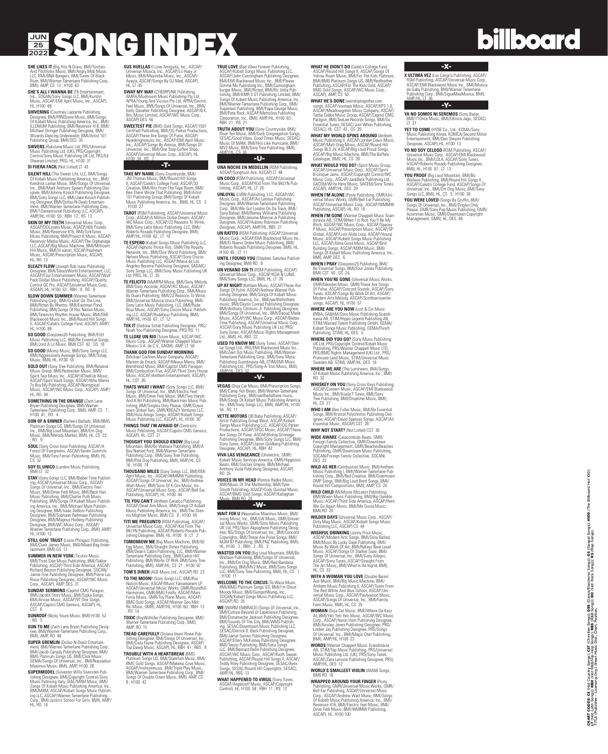# SONG INDEX

JUN 25 2022

**SHE LIKES IT** (Big Hits N Gravy, BMI/Torches And Pitchforks Music, BMI/Angry Mob Music LLC, BMI/BNA Bangers, BMI/Tunes Of Black River, BMI/Warner-Tamerlane Publishing Corp., BMI), AMP, CS 13 ; H100 63

**SHE'S ALL I WANNA BE** (T8 Entertainment, Inc., SOCAN/Sony Songs LLC, BMI/Kurstin Music, ASCAP/EMI April Music, Inc., ASCAP), HL, H100 68

**SHIVERING** (Courtney Laplante Publishing Designee, BMI/FRNDzone Music, BMI/Songs Of Kobalt Music Publishing America, Inc., BMI/ILLENIUM Publishing, BMI/Reservoir 416, BMI/Michael Stringer Publishing Designee, BMI/Wizards Dancing Underwater, BMI/Artist 101 Publishing Group, BMI) DES 35

**SHIVERS** (Rokstone Music Ltd, PRS/Universal Music Publishing Ltd. (UK), PRS/Copyright Control/Sony Music Publishing UK Ltd, PRS/Ed Sheeran Limited, PRS), HL, H100 31

**SI FUERA FACIL** (Not Listed) LT 43

**SILENT HILL** (The Sweet Life, LLC, BMI/Songs Of Kobalt Music Publishing America, Inc., BMI/Kendrick Lamar Music, BMI/Songs Of Universal, Inc., BMI/Mark Anthony Spears Publishing Designee, BMI/Johnny Kosich Publishing Designee, BMI/Sony Songs LLC, BMI/Jake Kosich Publishing Designee, BMI/Dollaz-N-Dealz Entertainment, BMI/Warner-Tamerlane Publishing Corp., BMI/1Damentional Publishing LLC, ASCAP), AMP/HL, H100 59 ; RBH 12 ; RS 13

**SKIN OF MY TEETH** (Universal Music Corp., ASCAP/DDLovato Music, ASCAP/400 Pounds Music, BMI/Reservoir 416, BMI/TurkTunes Music Publishing, BMI/Project K Music, ASCAP/Reservoir Media Music, ASCAP/The Orphanage LLC, ASCAP/Big Music Machine, BMI/Millicent Hill Music, BMI/lil aaron, ASCAP/Hazheart Music, ASCAP/Prescription Music, ASCAP), HL, RO 13

**SLEAZY FLOW** (Joseph Rob Isaac Publishing Designee, BMI/SleazyWorld Entertainment, LLC, ASCAP/Four Entertainment Music, ASCAP/Wolf Pack Global Music Publishing, ASCAP/Quality Control QC Pro, ASCAP/Universal Music Corp., ASCAP), HL, H100 53 ; RBH 9 ; RS 9

**SLOW DOWN SUMMER** (Warner-Tamerlane Publishing Corp., BMI/Cricket On The Line, BMI/Ritten By Rhettro, BMI/Eastman Pond Publishing, BMI/Songs Of Roc Nation Music, BMI/Telemitry Rhythm House Music, BMI/EMI Blackwood Music Inc., BMI/Round Hill Songs II, ASCAP/Caleb's College Fund, ASCAP), AMP/HL, H100 89

**SO GOOD** (Doejones20 Publishing, BMI/EGH Music Publishing LLC, BMI/Be Essential Songs, BMI/Jord A Lil Music, BMI) CST 42 ; GS 18

**SO GOOD** (Momiji Music, BMI/Sony Songs LLC, BMI/Aggressively Average Songs, BMI/Solag Music, BMI), HL, H100 55

**SOLD OUT** (Sony Tree Publishing, BMI/Relative Music Group, BMI/Rednecker Music, BMI/Spirit Two Music Inc., ASCAP/4TheKidz Music, ASCAP/Spirit Vault Songs, ASCAP/Who Wants To Buy My Publishing, ASCAP/Nontypical Music, ASCAP/WC Music Corp., ASCAP), AMP/HL, RO 39

**SOMETHING IN THE ORANGE** (Zach Lane Bryan Publishing Designee, BMI/Warner-Tamerlane Publishing Corp., BMI), AMP, CS 7 ; H100 41 ; RO 4

**SON OF A SINNER** (Bailee's Ballads, BMI/BMG Platinum Songs US, BMI/Songs Of Universal, Inc., BMI/Big Loud Mountain, BMI/Ern Dog Music, BMI/Melody Market, BMI), HL, CS 23 ; RO 9

**SOUL** (Sony Cross Keys Publishing, ASCAP/A Forest Of Evergreens, ASCAP/Seven Summits Music, BMI/Tony Ferrari Publishing, BMI), HL, CS 32

**SOY EL UNICO** (Lumbre Music Publishing, BMI) LT 32

**STAY** (Sony Songs LLC, BMI/Bieber Time Publishing, ASCAP/Universal Music Corp., ASCAP/Songs Of Universal, Inc., BMI/Electric Feel Music, BMI/Omer Fedi Music, BMI/Back Hair Music Publishing, BMI/Charlie Puth Music Publishing, BMI/Songs Of Kobalt Music Publishing America, Inc., BMI/Michael Mule Publishing Designee, BMI/Isaac DeBoni Publishing Designee, BMI/Subhaan Rahmaan Publishing Designee, BMI/Magnus Hoiberg Publishing Designee, BMI/WC Music Corp., ASCAP/Warner-Tamerlane Publishing Corp., BMI), AMP/HL, H100 12

**STILL GON' TRUST** (Looze Phingazz Publishing, BMI/Clark James Music, BMI/Mixed Bag Entertainment, BMI) GS 17

**SUMMER IN NEW YORK** (Ticolini Music, BMI/Third Side Music Publishing, BMI/Tukker Publishing, ASCAP/Third Side America, ASCAP/Richard Beynon Publishing Designee, SOCAN/Jamie Fine Publishing Designee, BMI/Pierre Luc Rioux Publishing Designee, ASCAP/WC Music Corp., ASCAP), AMP, DES 31

**SUNDAY SERMONS** (Capitol CMG Paragon, BMI/Jacobs Story Music, BMI/Sojka Songs, BMI/Ariose Music, ASCAP/9T One Songs, ASCAP/Capitol CMG Genesis, ASCAP), HL, CST 6

**SUNROOF** (Nicky Youre Music, BMI) H100 52 ; RO 5

**SUN TO ME** (Zach Lane Bryan Publishing Designee, BMI/Warner-Tamerlane Publishing Corp., BMI), AMP, RO 48

**SUPER GREMLIN** (Dollaz-N-Dealz Entertainment, BMI/Warner-Tamerlane Publishing Corp., BMI/Jacob Canady Publishing Designee, BMI/BMG Platinum Songs US, BMI/Click Music, GEMA/Songs Of Universal, Inc., BMI/Nayvadius Maximus Music, BMI), AMP, H100 28

**SUPERMODEL** (Sylvester Willy Siversten Publishing Designee, BMI/Copyright Control/Sony Music Publishing Italy, SIAE/MXM Music, BMI/Songs Of Kobalt Music Publishing America, Inc., BMI/MXM, ASCAP/Kobalt Songs Music Publishing LLC, ASCAP/Warner-Tamerlane Publishing Corp., BMI/Justin's School For Girls, BMI), AMP/HL, RO 14

**SUS HUELLAS** (I Love Amiguita, Inc., ASCAP/Universal Musica, Inc., ASCAP/Lil Huey Jr Music, BMI/Mayimba Music, Inc., ASCAP/Ayayla, ASCAP/Songs By DJ Mad, ASCAP), HL, LT 45

**SWAY MY WAY** (CYB3RPVNK Publishing, AMRA/Mushroom Music Publishing Pty Ltd, APRA/Young And Vicious Pty Ltd, APRA/Electric Feel Music, BMI/Songs Of Universal, Inc., BMI/Kelly Danaher Publishing Designee, ASCAP/B.K. Bric Music Limited, ASCAP/WC Music Corp., ASCAP) DES 50

**SWEETEST PIE** (BMG Gold Songs, ASCAP/1501 Certified Publishing, BMI/OG Parker Productions, ASCAP/These Are Songs Of Pulse, ASCAP/Nyankingmmusic Inc., ASCAP/EMI April Music, Inc., ASCAP/Songs By Amnija, BMI/Songs Of Universal, Inc., BMI/One Stop Coffee Shop, ASCAP/Universal Music Corp., ASCAP), HL, H100 34 ; RS 7

## -T-

**TAKE MY NAME** (Sony Countryside, BMI/JM Thomas Music, BMI/Round Hill Songs II, ASCAP/Caleb's College Fund, ASCAP/33 Creative, BMI/Hits From The Tape Room, BMI/Ben There Wrote That Publishing, BMI/Artist 101 Publishing Group, BMI/Songs Of Kobalt Music Publishing America, Inc., BMI), HL, CS 3 ; H100 27

**TAROT** (RSM Publishing, ASCAP/Universal Music Corp., ASCAP/A Million Dollar Dream, ASCAP/WC Music Corp., ASCAP/22 Reasons To Write, BMI/Sony Latin Music Publishing, LLC, BMI/Roberto Rosado Publishing Designee, BMI), AMP/HL, H100 62 ; LT 10

**TE ESPERO** (Kobalt Songs Music Publishing LLC, ASCAP/Aphotic Prince Hits, GMR/The Royalty Network, Inc., BMI/Dice World Publishing, BMI/Nelsen Music Publishing, ASCAP/Sony Discos Music Publishing LLC, ASCAP/Maria de Los Angeles Becerra Publihsing Designee, SADAIC/Sony Songs LLC, BMI/Sony Music Publishing UK Ltd, PRS), HL, LT 35

**TE FELICITO** (MyMPM Music, BMI/Sony Melody, BMI/Sony Accorde, ASCAP/KC Music, ASCAP/Warner-Tamerlane Publishing Corp., BMI/Music By Duars Publishing, BMI/22 Reasons To Write, BMI/Universal Musica Unica Publishing, BMI/Sony Latin Music Publishing, LLC, BMI/Rude Boyz Music, ASCAP/Sony Discos Music Publishing LLC, ASCAP/Rudeboyz Publishing, BMI), AMP/HL, H100 67 ; LT 12

**TEK IT** (Sedona Schat Publishing Designee, PRS/Noah Yoo Publishing Designee, PRS) RO 11

**TE LLORE UN RIO** (Tulum Music, ASCAP/WC Music Corp., ASCAP/Warner Chappell Music Mexico S.A. de C.V., SACM), AMP, LT 50

**THANK GOD FOR SUNDAY MORNING** (Michael Cochren Music Company, ASCAP/Maison de Emack, ASCAP/Meaux Mercy, BMI/BrentHood Music, BMI/Capitol CMG Paragon, BMI/Combustion Five, ASCAP/Third Story House Music, ASCAP/Anthem Entertainment, ASCAP), HL, CST 26

**THATS WHAT I WANT** (Sony Songs LLC, BMI/Songs Of Universal, Inc., BMI/Electric Feel Music, BMI/Omer Fedi Music, BMI/Two Hands And A Bit Publishing, BMI/Back Hair Music Publishing, BMI/Singles Only Please, GMR/Downtown Global Two, GMR/KBEAZY Ventures LLC, BMI/Hola Amigo Songs, ASCAP/Kobalt Songs Music Publishing LLC, ASCAP), HL, H100 30

**THINGS THAT I'M AFRAID OF** (Centricity Music Publishing, ASCAP/Capitol CMG Genesis, ASCAP), HL, CST 31

**THOUGHT YOU SHOULD KNOW** (Big Loud Mountain, BMI/Bo Wallace Publishing, BMI/A Boy Named Ford, BMI/Warner-Tamerlane Publishing Corp., BMI/Sony Tree Publishing, BMI/Pink Dog Publishing, BMI), AMP/HL, CS 16 ; H100 74

**THOUSAND MILES** (Sony Songs LLC, BMI/EMI April Music, Inc., ASCAP/WMMWW Publishing, ASCAP/Songs Of Universal, Inc., BMI/Andrew Watt Music, BMI/Sons Of K-Oss Music, Inc., ASCAP/Universal Music Corp., ASCAP/Bell Ear Publishing, ASCAP), HL, LT 25

**'TIL YOU CAN'T** (Anthem Canalco Publishing, ASCAP/Dead Aim Music, BMI/Songs Of Kobalt Music Publishing America, Inc., BMI/The Stennis Mightier Music, BMI) CS 9 ; H100 45

**TITI ME PREGUNTO** (RSM Publishing, ASCAP/Universal Music Corp., ASCAP/Kid From The BKLYN Publishing, ASCAP/Roberto Rosado Publishing Designee, BMI), HL, H100 9 ; LT 2

**TOMORROW ME** (Big Music Machine, BMI/50 Egg Music, BMI/Straight Dimes Publishing, BMI/Dean's Cabin Publishing, LLC, BMI/Warner-Tamerlane Publishing Corp., BMI/Larkin Hill Publishing, BMI/Works Of RHA, BMI/Sony Tree Publishing, BMI), AMP/HL, CS 21 ; H100 97

**TOM'S DINER** (AGF Music Ltd., ASCAP) RO 23

**TO THE MOON!** (Sony Songs LLC, BMI/Roc Nation Music, ASCAP/Nuance Famamanem LP, ASCAP/Universal Music Works, GMR/Roundhill Harmonies, GMR/BMG Firefly, ASCAP/Mars Force Music, GMR/Toy Plane Music, ASCAP/BMG Gold Songs, ASCAP/Warner Geo Met Ric Music, GMR), AMP/HL, H100 60 ; RBH 13 ; RS 14

**TOXIC** (BoyWithUke Publishing Designee, BMI/Warner-Tamerlane Publishing Corp., BMI), AMP, RO 15

**TREAD CAREFULLY** (Solana Imani Rowe Publishing Designee, BMI/Songs Of Universal, Inc., BMI/Cody Fayne Publishing Designee, ASCAP/Top Dawg Music, ASCAP), HL, RBH 41 ; RBS 9

**TROUBLE WITH A HEARTBREAK** (BMG Platinum Songs US, BMI/Stalefish Music, BMI/BMG Gold Songs, ASCAP/Makena Cove Music, ASCAP/Irishsonmusic, BMI/Triple Play Music, BMI/Warner-Tamerlane Publishing Corp., BMI/Songs Of Double Down Music, BMI), AMP, CS 8 ; H100 42

**TRUE LOVE** (Bad Vibes Forever Publishing, ASCAP/Kobalt Songs Music Publishing LLC, ASCAP/John Cunningham Publishing Designee, BMI/EMI Blackwood Music Inc., BMI/Please Gimme My Publishing Inc., BMI/Cunninghamburger Music, BMI/Ricted, BMI/Ric Volta Publishing, BMI/KMR II GT Publishing Limited, BMI/Songs Of Kobalt Music Publishing America, Inc., BMI/Warner-Tamerlane Publishing Corp., BMI/Superreal Publishing, BMI/Papa George Music, BMI/Pete Rock, ASCAP/Metrolina Publishing Corporation, Inc., BMI), AMP/HL, H100 83 ; RBH 21 ; RS 21

**TRUTH ABOUT YOU** (Sony Countryside, BMI/Riser Ten Music, BMI/Curb Congregation Songs, SESAC/Good Vibes, Good Times Music, SESAC/Music Of MAM, BMI/Hits Like Hurricane, BMI/MV2 Music, BMI/Sony Tree Publishing, BMI), AMP/HL, CS 30

## -U-

**UNA NOCHE EN MEDELLIN** (RSM Publishing, ASCAP/Songtrust Ave, ASCAP) LT 48

**UN COCO** (RSM Publishing, ASCAP/Universal Music Corp., ASCAP/Kid From The BKLYN Publishing, ASCAP), HL, LT 20

**UNLOYAL** (LVRN Publishing, LLC, ASCAP/WC Music Corp., ASCAP/Ari Lennox Publishing Designee, BMI/Warner-Tamerlane Publishing Corp., BMI/We Got London On Da Track, BMI/Sony Ballad, BMI/Remey Williams Publishing Designee, BMI/Jerome Monroe Jr Publishing Designee, BMI/Aubrey Robinson Publishing Designee, ASCAP), AMP/HL, RBS 21

**UN RATITO** (RSM Publishing, ASCAP/Universal Music Corp., ASCAP/EMI Blackwood Music Inc., BMI/El Nuevo Orden Music Publishing, BMI/Roberto Rosado Publishing Designee, BMI), HL, H100 65 ; LT 11

**UNTIL I FOUND YOU** (Stephen Sanchez Publishing Designee, BMI) RO 8

**UN VERANO SIN TI** (RSM Publishing, ASCAP/Universal Music Corp., ASCAP/KOA & LUNA, BMI/Sony Songs LLC, BMI), HL, LT 26

**UP AT NIGHT** (Kehlani Music, ASCAP/These Are Songs Of Pulse, ASCAP/Andrew Wansel Publishing Designee, BMI/Songs Of Kobalt Music Publishing America, Inc., BMI/wellhellothere music, BMI/Destin Conrad Publishing Designee, BMI/Anthony Clemons Jr. Publishing Designee, BMI/Songs Of Universal, Inc., BMI/Daoud Made Music, ASCAP/WC Music Corp., ASCAP/Bieber Time Publishing, ASCAP/Universal Music Corp., ASCAP/Sony Music Publishing UK Ltd, PRS/Sony Tunes, ASCAP/Music Rights Management Ltd., BMI), HL, RBS 22

**USED TO KNOW ME** (Sony Tunes, ASCAP/Stellar Songs Ltd., PRS/EMI Blackwood Music Inc., BMI/Zeet Dot Music Publishing, BMI/Warner-Tamerlane Publishing Corp., BMI/Sony Music Publishing Scandinavia AB, STIM/EMI Music Publishing Ltd., PRS/Song-A-Tron Music, BMI), AMP/HL, DES 32

## -V-

**VEGAS** (Doja Cat Music, BMI/Prescription Songs, BMI/Camp Yeti Beats, BMI/Warner-Tamerlane Publishing Corp., BMI/wellhellothere music, BMI/Songs Of Kobalt Music Publishing America, Inc., BMI/Sony Songs LLC, BMI), AMP/HL, H100 56 ; RS 11

**VETTE MOTORS** (38 Baby Publishing, ASCAP/Artist Publishing Group West, ASCAP/Kobalt Songs Music Publishing LLC, ASCAP/OG Parker Productions, ASCAP/SFQC Music, ASCAP/These Are Songs Of Pulse, ASCAP/Bishop Grinnage Publishing Designee, BMI/Sony Songs LLC, BMI/Sony Tunes, ASCAP/Jason Goldberg Publishing Designee, ASCAP), HL, RBH 42

**VIVA LAS VENGEANCE** (Urielectric, GMR/Kobalt Music Services America, GMR/Hipgnosis Beats, BMI/Sinclair Empire, BMI/Michael Anthony Viola Publishing Designee, ASCAP) RO 25

**VOICES IN MY HEAD** (Ronnie Radke Music, BMI/Music Of The Mothership, BMI/Tyler Smyth Publishing, ASCAP/Cody Quistad Music, ASCAP/BMG Gold Songs, ASCAP/Kallaghan Music, BMI) RO 24

## -W-

**WAIT FOR U** (Nayvadius Maximus Music, BMI/Irving Music, Inc., BMI/LW Music, GMR/Universal Music Works, GMR/Sony Music Publishing UK Ltd, PRS/Tejiri Akpoghene Publishing Designee, NS/Songs Of Universal, Inc., BMI/Concord Copyrights, BMI/These Are Pulse Songs, BMI/MJM 87 Publishing, BMI/FNZ Publishing, BMI), HL, H100 3 ; RBH 2 ; RS 2

**WASTED ON YOU** (Big Loud Mountain, BMI/Bo Wallace Publishing, BMI/Songs Of Universal, Inc., BMI/Ern Dog Music, BMI/Red Bandana Publishing, BMI/MV2 Music, BMI/Sony Songs LLC, BMI/Sony Tree Publishing, BMI), HL, CS 1 ; H100 11

**WELCOME TO THE CIRCUS** (Te Waza Music, BMI/BMG Platinum Songs US, BMI/I'm Ghost Moody Music, BMI/GumpofWump, Inc., SOCAN/Kobalt Songs Music Publishing LLC, ASCAP) RO 35

**WE** (WARM EMBRACE) (Songs Of Universal, Inc., BMI/Culture Beyond Ur Experience Publishing, BMI/Donameche Jackson Publishing Designee, BMI/Sounds Of The City, BMI/WM3 Publishing, SESAC/Downtown Music Publishing LLC, SESAC/Derrick D. Beck Publishing Designee, BMI/Jamal Gaines Publishing Designee, BMI/Ellery McKinney Publishing Designee, BMI/Teezio Publishing, BMI/Sony Songs LLC, BMI/Bernard Belle Publishing Designee, ASCAP/WC Music Corp., ASCAP/Keith Sweat Publishing, ASCAP/Round Hill Songs II, ASCAP/Teddy Riley Publishing Designee, SESAC/Avex Songs, SESAC/Round Hill Copyrights, SESAC), AMP/HL, RBS 13

**WHAT HAPPENED TO VIRGIL** (Sony Tunes, ASCAP/Angelootf Music, ASCAP/Copyright Control), HL, H100 58 ; RBH 11 ; RS 12

**WHAT HE DIDN'T DO** (Caleb's College Fund, ASCAP/Round Hill Songs II, ASCAP/Songs Of Yellow Room Music, BMI/For The Kids Platinum, BMI/BMG Platinum Songs US, BMI/Redfeather Publishing, ASCAP/For The Kids Gold, ASCAP/BMG Gold Songs, ASCAP/WC Music Corp., ASCAP), AMP, CS 50

**WHAT HE'S DONE** (worshiptogether.com songs, ASCAP/sixsteps Music, ASCAP/KPS 1.0, ASCAP/Meadowgreen Music Company, ASCAP/Tasha Cobbs Music Group, ASCAP/Capitol CMG Paragon, BMI/TeeLee Records Songs, BMI/So Essential Tunes, SESAC/Just When Publishing, SESAC), HL, CST 43 ; GS 20

**WHAT MY WORLD SPINS AROUND** (Anthem Music Publishing II, ASCAP/Jordan Davis Music, ASCAP/Matt Drag Music, ASCAP/Round Hill Songs BLS JV, ASCAP/Big Loud Proud Songs, ASCAP/Big Music Machine, BMI/The Buffalo Catalogue, BMI), HL, CS 39

**WHAT WOULD YOU DO?** (Spirit Music Group, ASCAP/Universal Music Corp., ASCAP/Spirit B-Unique Jams, ASCAP/Copyright Control/WC Music Corp., ASCAP/JackBack Publishing Ltd., SACEM/Write Here Music, SACEM/Sony Tunes, ASCAP), AMP/HL, DES 29

**WHEN I'M ALONE** (Posty Publishing, GMR/Universal Music Works, GMR/Bell Ear Publishing, ASCAP/Universal Music Corp., ASCAP/WMMWW Publishing, ASCAP), HL, RO 18

**WHEN I'M GONE** (Warner Chappell Music Scandinavia AB, STIM/When I'm Rich You'll Be My Bitch, ASCAP/WC Music Corp., ASCAP/Spacey P Music, ASCAP/Prescription Music, ASCAP/SP Global, ASCAP/Livin Alida Loca, ASCAP/Houna Music, ASCAP/Kobalt Songs Music Publishing LLC, ASCAP/Alma Good Music, ASCAP/Brill Building Songs, ASCAP/MXM Music, BMI/Songs Of Kobalt Music Publishing America, Inc., BMI), AMP, DES 6

**WHEN I PRAY** (Doejones20 Publishing, BMI/Be Essential Songs, BMI/Four Jones Publishing, BMI) CST 50 ; GS 24

**WHEN YOU'RE GONE** (Universal Music Works, GMR/Mendes Music, GMR/These Are Songs Of Pulse, ASCAP/Concord Sounds, ASCAP/Sony Tunes, ASCAP/Songs By Work Of Art, ASCAP/Modern Arts Melody, ASCAP/Scottharriswritesongs, ASCAP), HL, H100 57

**WHERE ARE YOU NOW** (Lost & Cie Music BVBA, SABAM/Sony Music Publishing Scandinavia AB, STIM/Hippo Legend Publishing AB, STIM/Wasted Talent Publishing GmbH, GEMA/Kobalt Songs Music Publishing, GEMA/Punch Publishing, STIM), HL, DES 5

**WHERE DID YOU GO?** (Sony Music Publishing UK Ltd, PRS/Copyright Control/Kobalt Music Publishing, PRS/Warner Chappell Music LTD., PRS/BMG Rights Management (UK) Ltd., PRS/Promised Land Music, STIM/Universal Music Sweden AB, STIM), AMP/HL, DES 16

**WHERE WE ARE** (The Lumineers, BMI/Songs Of Kobalt Music Publishing America, Inc., BMI) RO 32

**WHISKEY ON YOU** (Sony Cross Keys Publishing, ASCAP/Coreent Music, ASCAP/EMI Blackwood Music Inc., BMI/Koala T Tunes, BMI/Sony Tree Publishing, BMI/Droptime Music, BMI), HL, CS 27

**WHO I AM** (Ben Fuller Music, BMI/Be Essential Songs, BMI/Krystal Polychronis Publishing Designee, ASCAP/David Spencer Songs, ASCAP/All Essential Music, ASCAP) CST 28

**WHY NOT START?** (Not Listed) CST 36

**WIDE AWAKE** (Catacombids Beats, GMR/Foreign Family Collective, GMR/Downtown Copyright Management, GMR/BeachesBeaches Publishing, GMR/Downtown Music Publishing, SOCAN/Foreign Family Collective, SOCAN) DES 23

**WILD AS HER** (Combustion Music, BMI/Anthem Music Publishing I, BMI/Warner-Tamerlane Publishing Corp., BMI/Red Creative, BMI/Downtown DMP Songs, BMI/Big Loud Brett Songs, BMI/Round Hill Compositions, BMI), AMP, CS 24

**WILD CHILD** (McMoore McLeest Publishing, BMI/Wixen Music Publishing, BMI/Big Gamble Music, ASCAP/Third Side America, ASCAP/Here We Go Again Music, BMI/Me Gusta Music, BMI) RO 20

**WILDER DAYS** (Universal Music Corp., ASCAP/Dirty Mag Music, ASCAP/Kobalt Songs Music Publishing LLC, ASCAP) CS 44

**WISHFUL DRINKING** (Jonny Price Music, ASCAP/Modern Arts Songs, BMI/Sony Ballad, BMI/Music By Lucky Daye Publishing, BMI/Music By Work Of Art, BMI/RyKeyz Next Level Music, ASCAP/Songs Of Starker Saxe, BMI/Songs Of Universal, Inc., BMI/Sony Allegro, ASCAP/Sony Tunes, ASCAP/Straight From The Art Music, BMI/What Is An Ingrid, BMI), HL, CS 33

**WITH A WOMAN YOU LOVE** (Double Barrel Ace Music, BMI/Big Music Machine, BMI/Anthem Music Publishing II, ASCAP/Tunes From The Red White And Blue School, ASCAP/Universal Music Corp., ASCAP/Paulywood Music, ASCAP/Songs Of Universal, Inc., BMI/Family Farm Music, BMI), HL, CS 35

**WOMAN** (Doja Cat Music, BMI/Where Da Kasz At, BMI/Yeti Yeti Yeti Music, ASCAP/WC Music Corp., ASCAP/Aaron Horn Publishing Designee, BMI/Ainsley Jones Publishing Designee, PRS/Linden Jay Publishing Designee, PRS/Songs Of Universal, Inc., BMI/Magic Chef Publishing, BMI), AMP/HL, H100 23

**WORDS** (Warner Chappell Music Scandinavia AB, STIM/Tap Music Publishing, PRS/Universal Music Publishing Ltd. (UK), PRS/Sony Tunes, ASCAP/Zara Larsson Publishing Designee, PRS), AMP/HL, DES 12

**WORLD'S SMALLEST VIOLIN** (AJMAB Songs, BMI) RO 16

**WRAPPED AROUND YOUR FINGER** (Posty Publishing, GMR/Universal Music Works, GMR/Bell Ear Publishing, ASCAP/Universal Music Corp., ASCAP/Andrew Watt Music, BMI/Songs Of Kobalt Music Publishing America, Inc., BMI/Reservoir 416, BMI/Electric Feel Music, BMI/Omer Fedi Music, BMI/WMMWW Publishing, ASCAP), HL, H100 100

## -X-

**X ULTIMA VEZ** (Los Cangris Publishing, ASCAP/RSM Publishing, ASCAP/Universal Music Corp., ASCAP/EMI Blackwood Music Inc., BMI/Musica de Gaby Publishing, BMI/Warner-Tamerlane Publishing Corp., BMI/SigueMasMusica, BMI), AMP/HL, LT 36

## -Y-

**YA NO SOMOS NI SEREMOS** (Sony Bailar, BMI/11Once Music, BMI/Editora Jago, SESAC) LT 37

**YET TO COME** (HYBE Co., Ltd., KOMA/Sony Music Publishing Korea, KOMCA/Second Minor Entertainment, BMI/Dan Gleyzer Publishing Designee, ASCAP), HL, H100 13

**YO NO SOY CELOSO** (RSM Publishing, ASCAP/Universal Music Corp., ASCAP/EMI Blackwood Music Inc., BMI/LOLA, ASCAP/Sony Tunes, ASCAP/Roberto Rosado Publishing Designee, BMI), HL, H100 87 ; LT 13

**YOU PROOF** (Big Loud Mountain, BMI/Bo Wallace Publishing, BMI/Round Hill Songs II, ASCAP/Caleb's College Fund, ASCAP/Songs Of Universal, Inc., BMI/Ern Dog Music, BMI/Sony Songs LLC, BMI), HL, CS 5 ; H100 36

**YOU WERE LOVED** (Songs By Gryffin, BMI/Songs Of Universal, Inc., BMI/Singles Only Please, GMR/Sony Pop Music Publishing, GMR/Acomman Music, GMR/Downtown Copyright Management, GMR), HL, DES 49

**CHART CODES: CS** (Hot Country Songs); **CST** (Christian Songs); **DES** (Dance/Electronic Songs); **GS** (Gospel Songs); **H100** (The Billboard Hot 100); **LT** (Hot Latin Songs); **RBH** (Hot R&B/Hip-Hop Songs); **RBS** (Hot R&B Songs); **RO** (Hot Rock Songs); **RS** (Rap Songs). TITLE (Publisher — Licensing Org.) Sheet Music Dist., Chart Code, Chart Position.